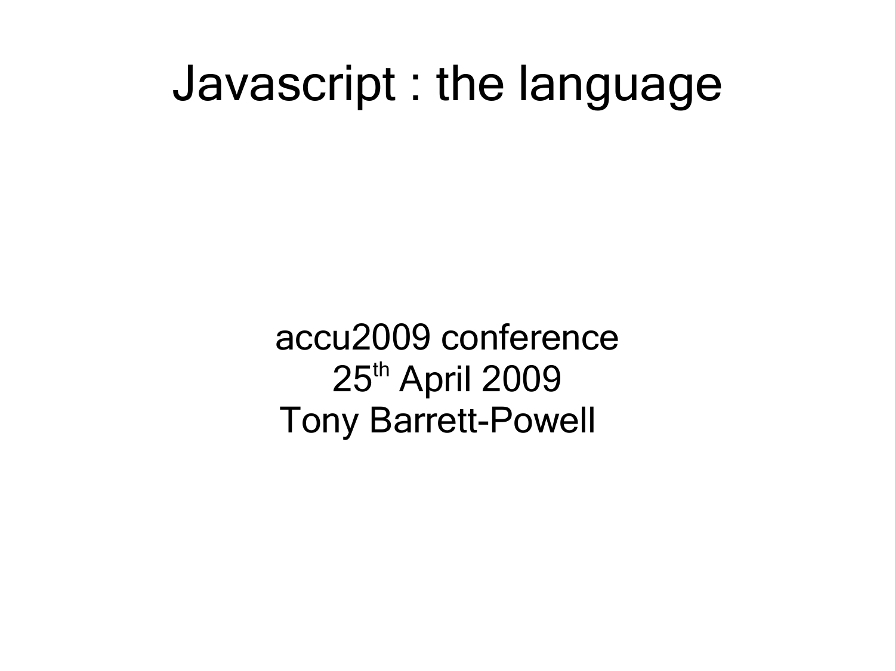# Javascript : the language

accu2009 conference

25th April 2009

Tony Barrett-Powell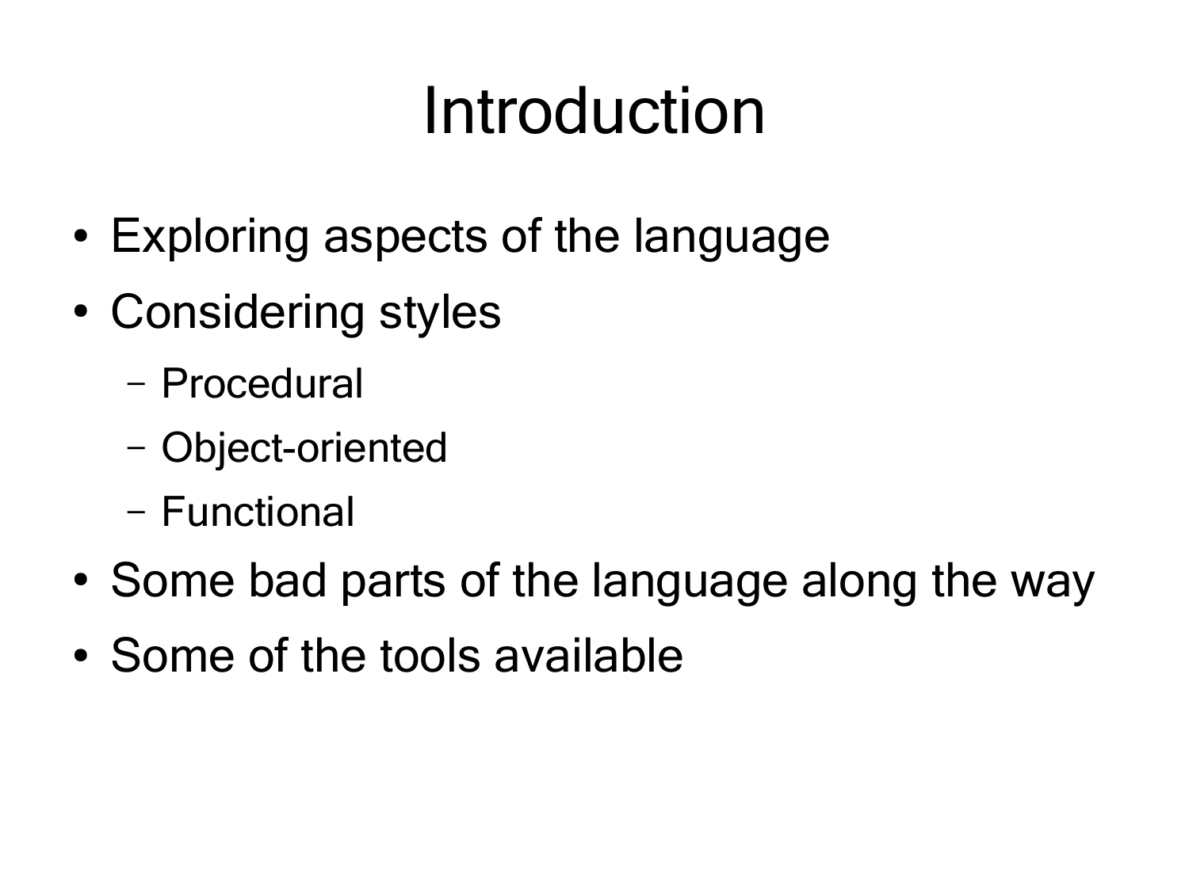# Introduction

- Exploring aspects of the language
- Considering styles
  - Procedural
  - Object-oriented
  - Functional
- Some bad parts of the language along the way
- Some of the tools available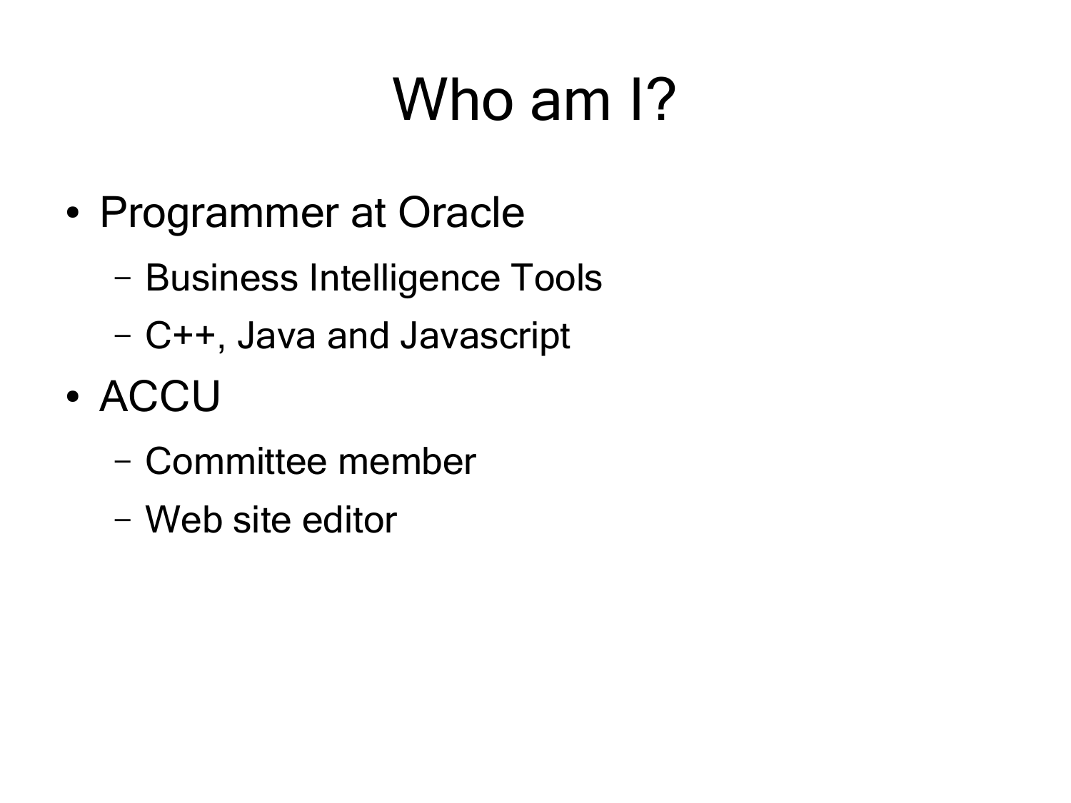# Who am I?

- Programmer at Oracle
  - Business Intelligence Tools
  - C++, Java and Javascript
- ACCU
  - Committee member
  - Web site editor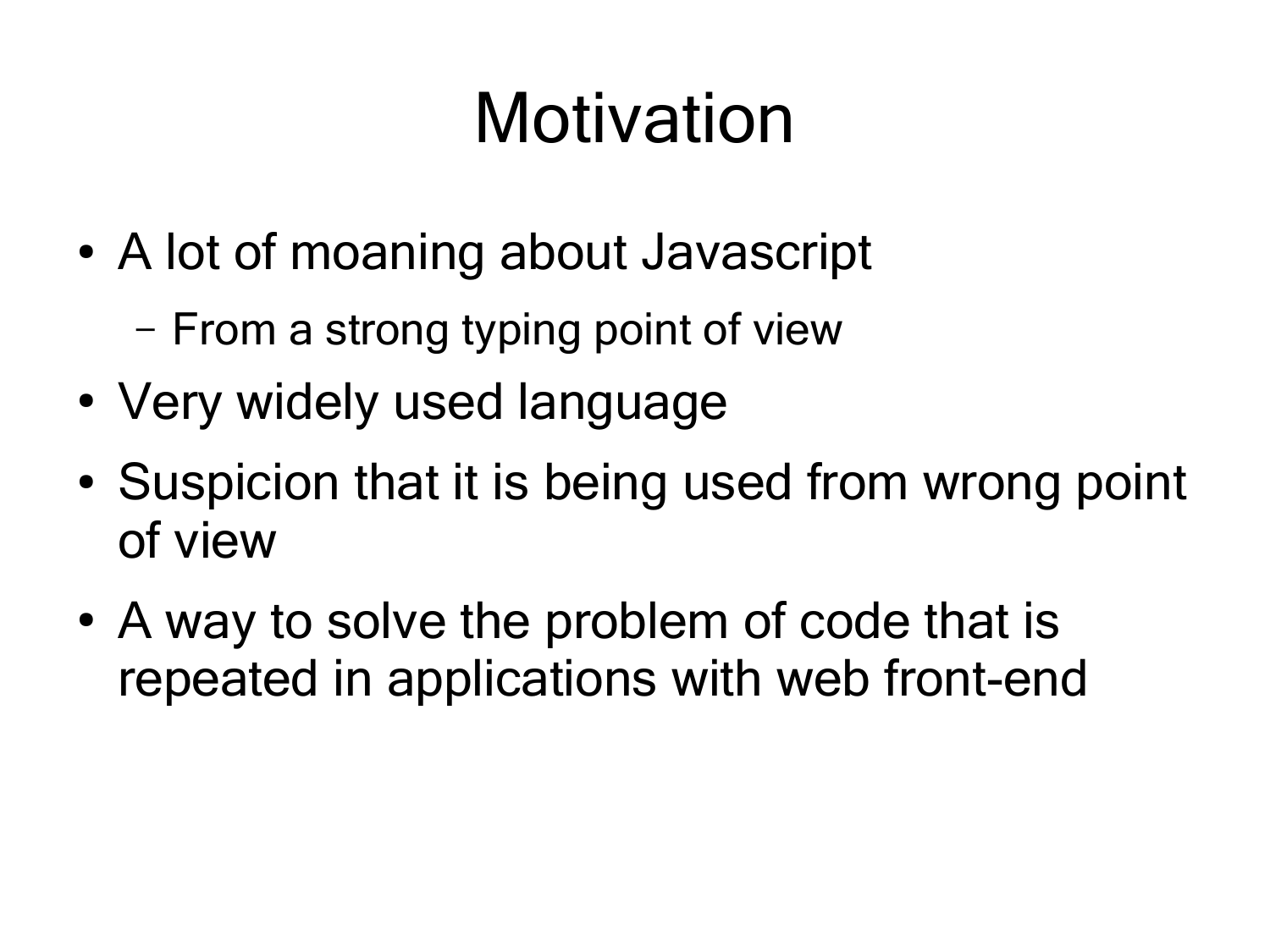# Motivation

- A lot of moaning about Javascript
  - From a strong typing point of view
- Very widely used language
- Suspicion that it is being used from wrong point of view
- A way to solve the problem of code that is repeated in applications with web front-end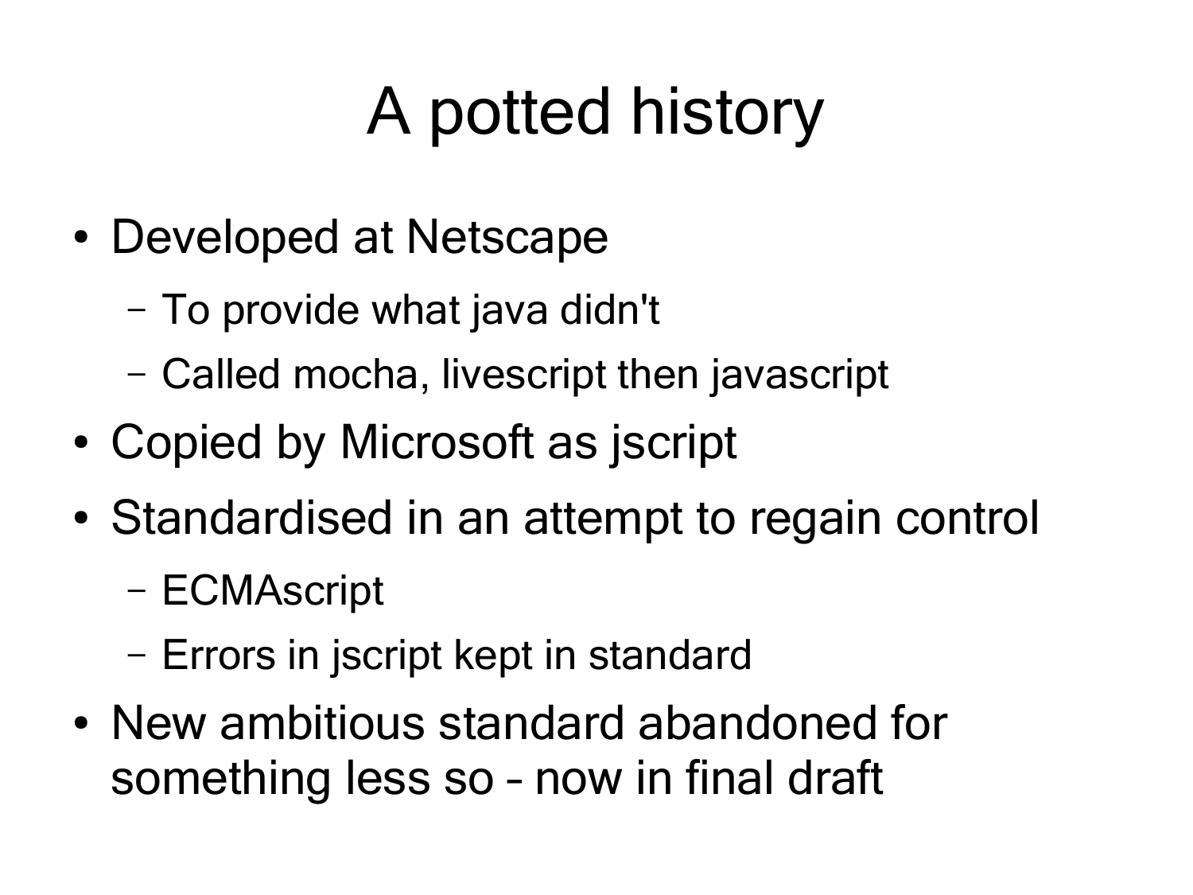# A potted history

- Developed at Netscape
  - To provide what java didn't
  - Called mocha, livescript then javascript
- Copied by Microsoft as jscript
- Standardised in an attempt to regain control
  - ECMAscript
  - Errors in jscript kept in standard
- New ambitious standard abandoned for something less so – now in final draft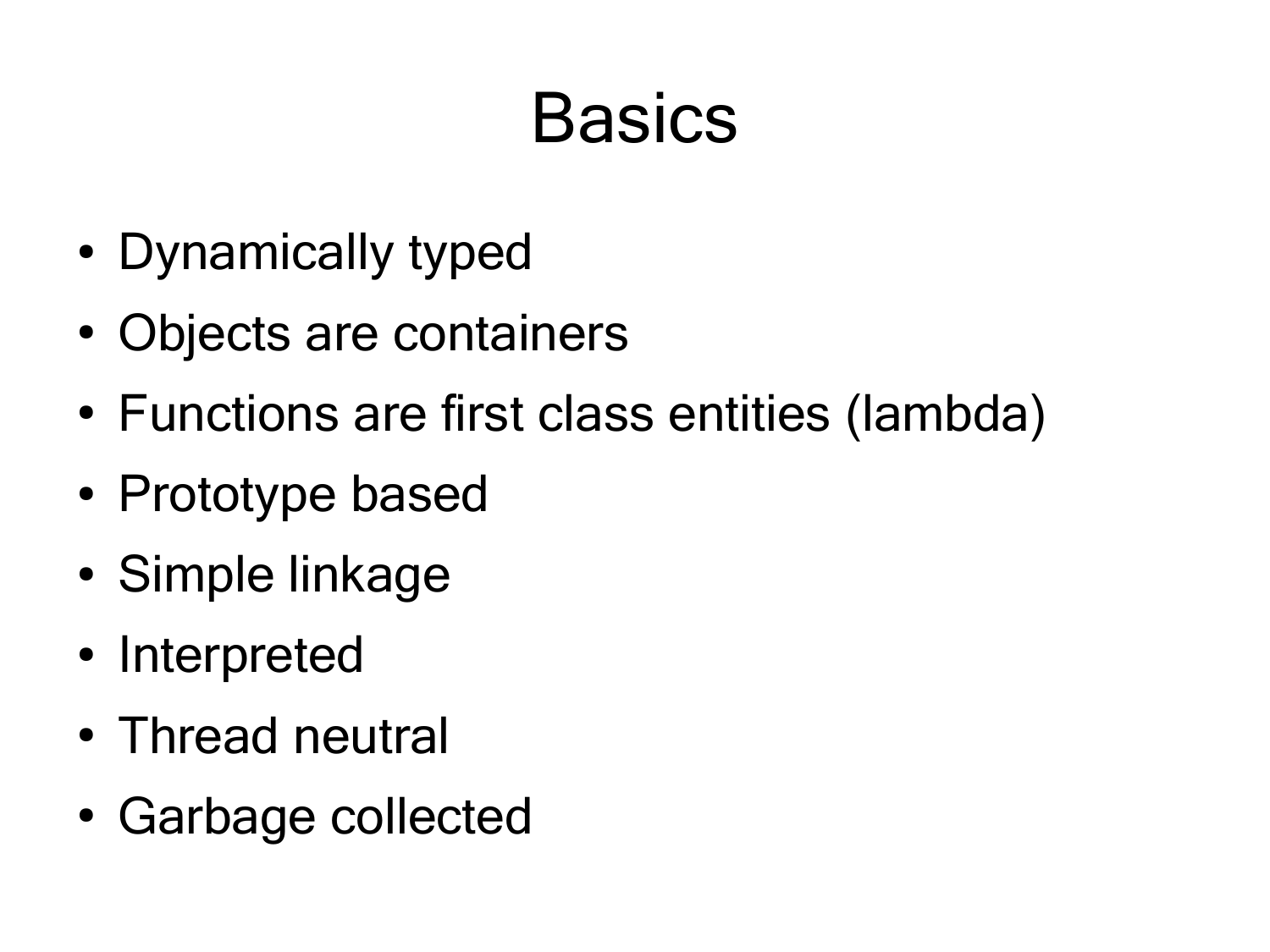# Basics

- Dynamically typed
- Objects are containers
- Functions are first class entities (lambda)
- Prototype based
- Simple linkage
- Interpreted
- Thread neutral
- Garbage collected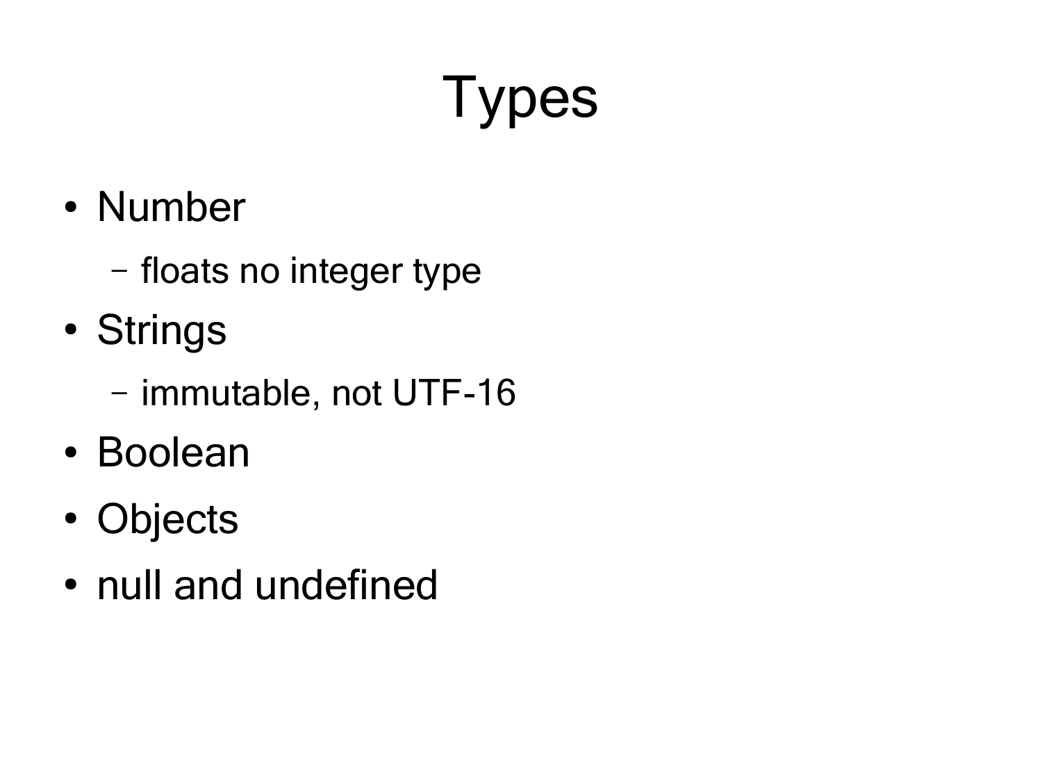# Types

- Number
  - floats no integer type
- Strings
  - immutable, not UTF-16
- Boolean
- Objects
- null and undefined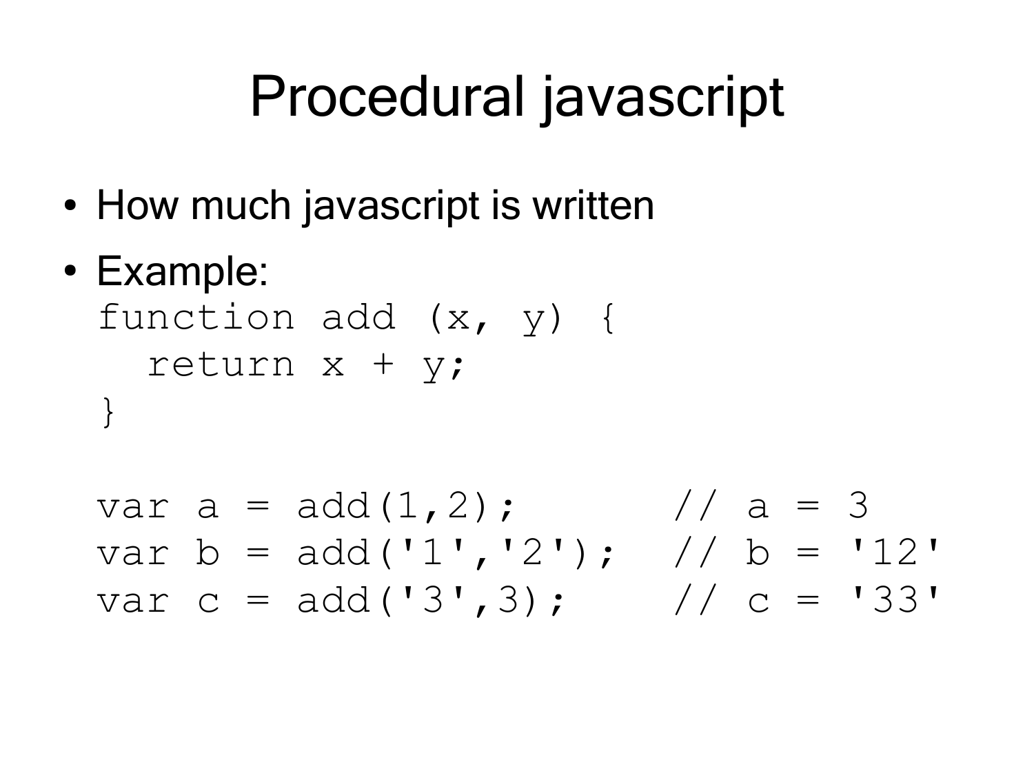# Procedural javascript

- How much javascript is written
- Example:

```
function add (x, y) {
  return x + y;
}

var a = add(1,2);       // a = 3
var b = add('1','2');   // b = '12'
var c = add('3',3);     // c = '33'
```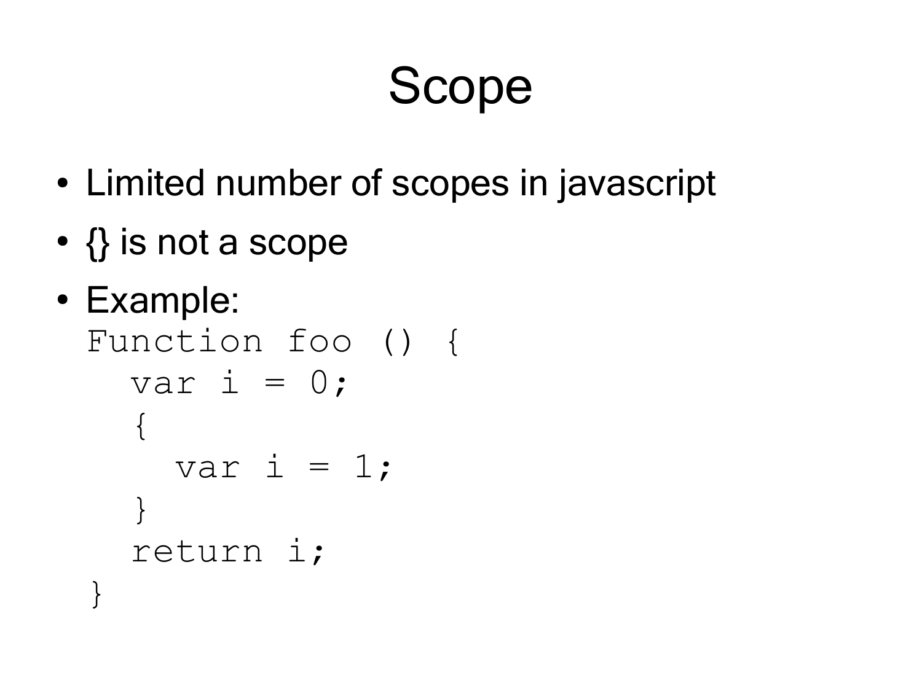# Scope

- Limited number of scopes in javascript
- {} is not a scope
- Example:

```
Function foo () {
  var i = 0;
  {
    var i = 1;
  }
  return i;
}
```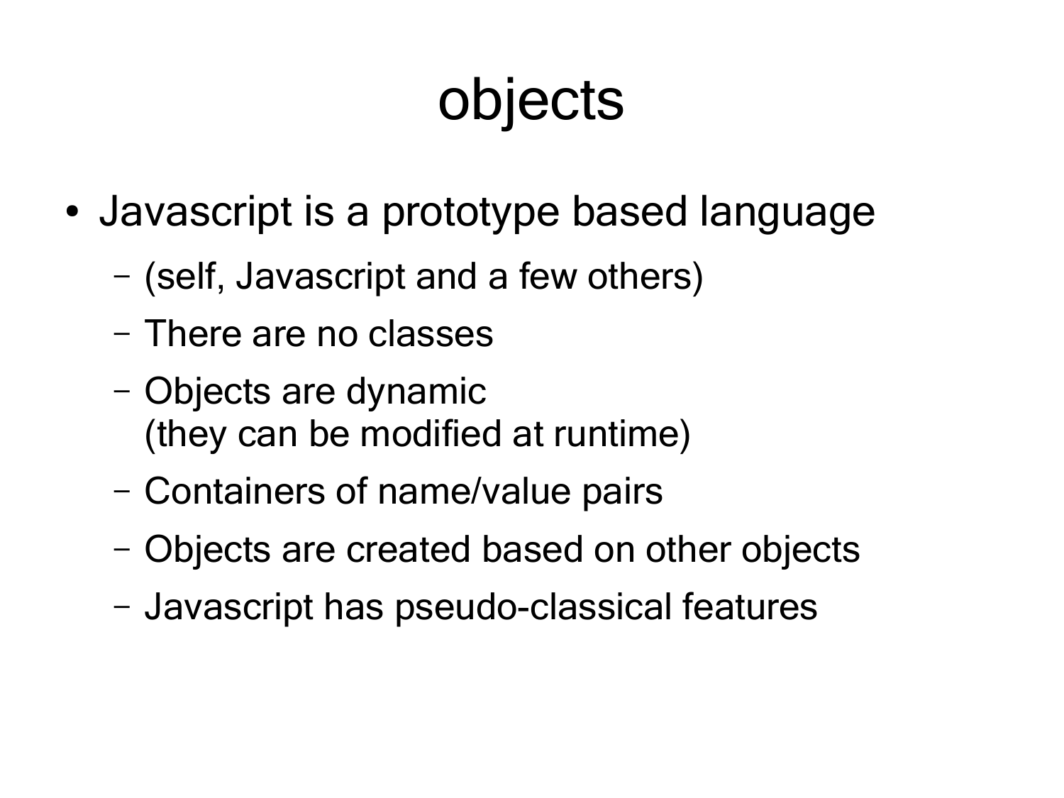# objects

- Javascript is a prototype based language
  - (self, Javascript and a few others)
  - There are no classes
  - Objects are dynamic
    (they can be modified at runtime)
  - Containers of name/value pairs
  - Objects are created based on other objects
  - Javascript has pseudo-classical features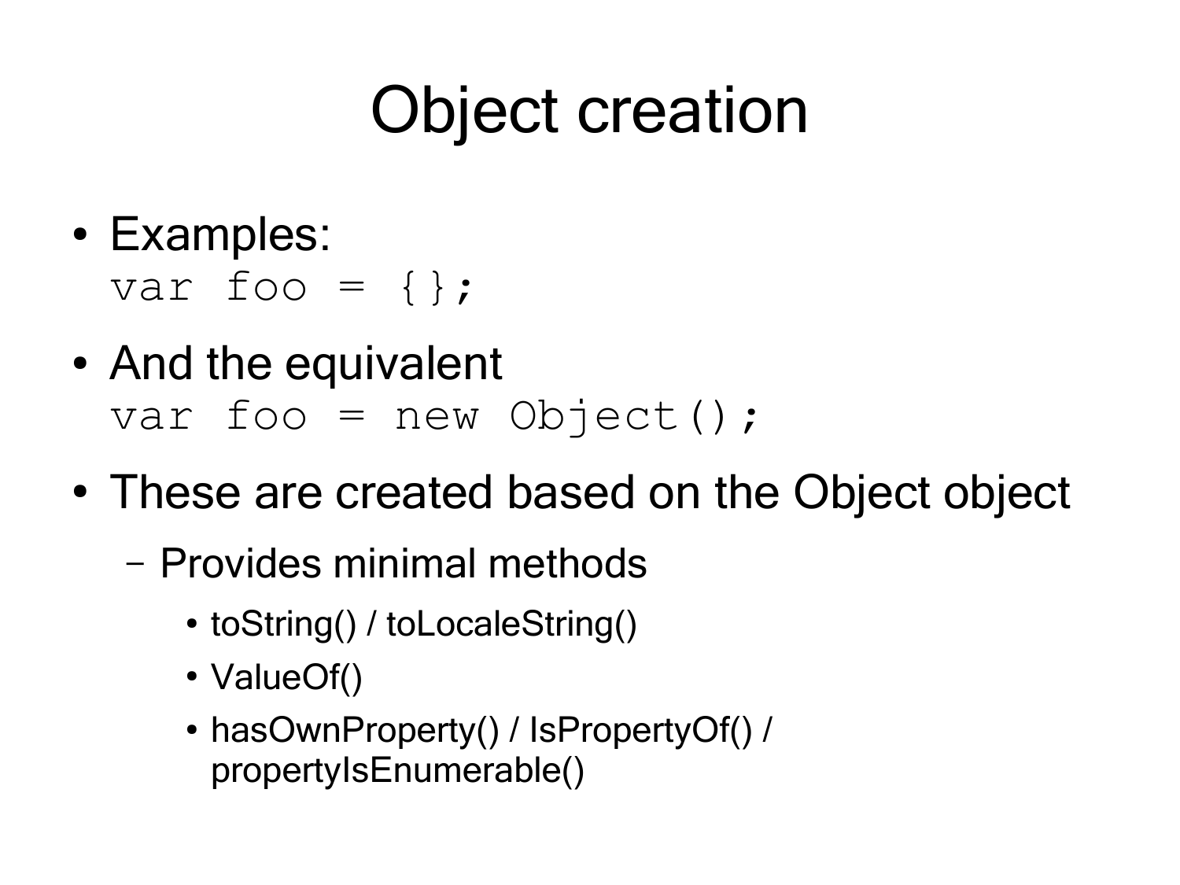# Object creation

- Examples:
  ```
  var foo = {};
  ```
- And the equivalent
  ```
  var foo = new Object();
  ```
- These are created based on the Object object
  - Provides minimal methods
    - toString() / toLocaleString()
    - ValueOf()
    - hasOwnProperty() / IsPropertyOf() / propertyIsEnumerable()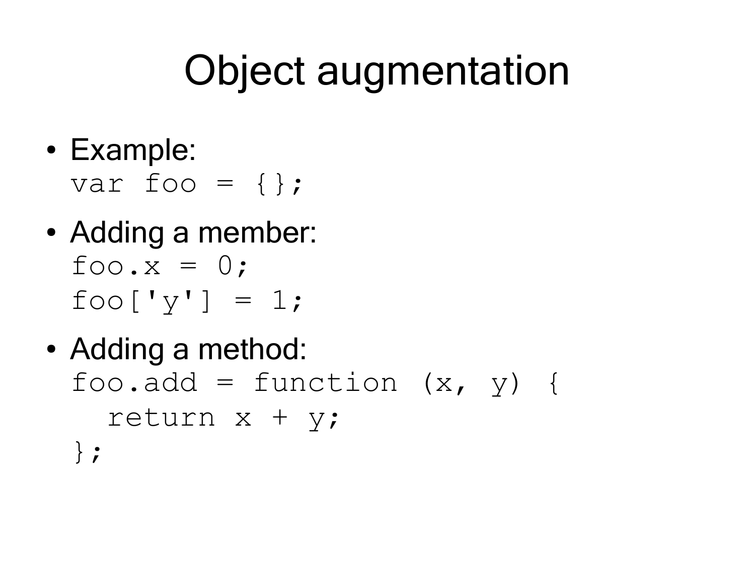# Object augmentation

- Example:
```
var foo = {};
```
- Adding a member:
```
foo.x = 0;
foo['y'] = 1;
```
- Adding a method:
```
foo.add = function (x, y) {
  return x + y;
};
```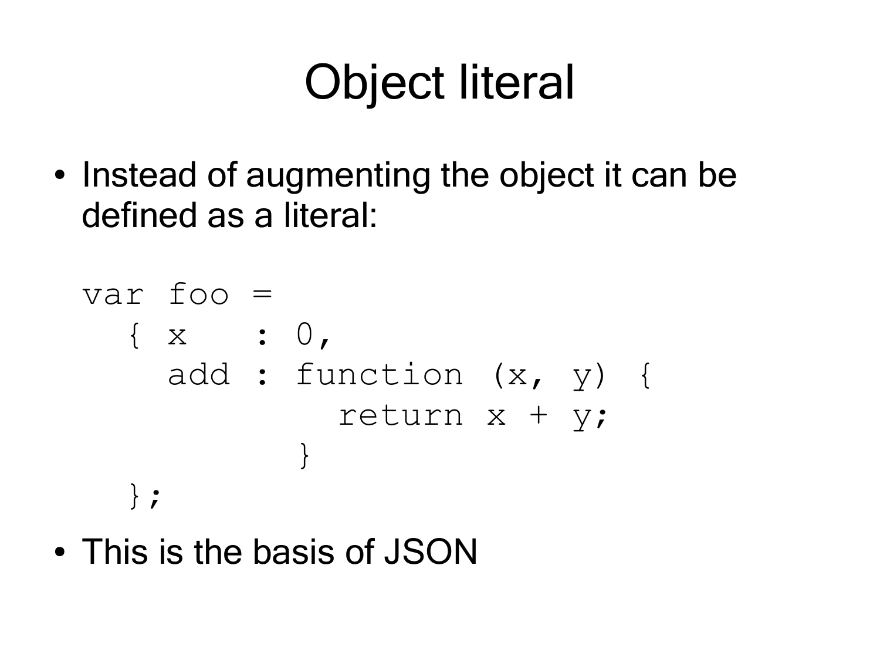# Object literal

- Instead of augmenting the object it can be defined as a literal:

```
var foo =
  { x   : 0,
    add : function (x, y) {
            return x + y;
          }
  };
```

- This is the basis of JSON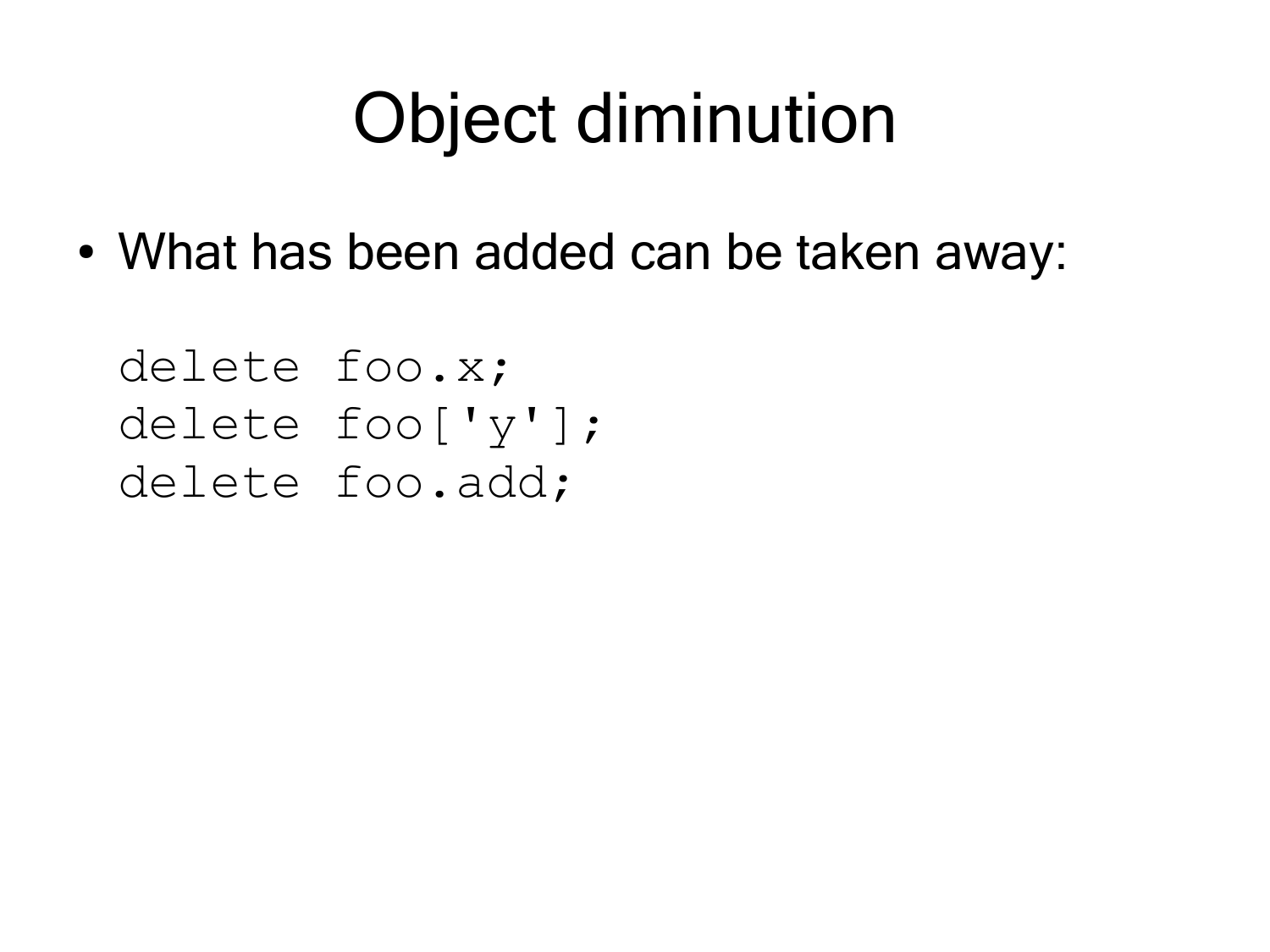# Object diminution

- What has been added can be taken away:

```
delete foo.x;
delete foo['y'];
delete foo.add;
```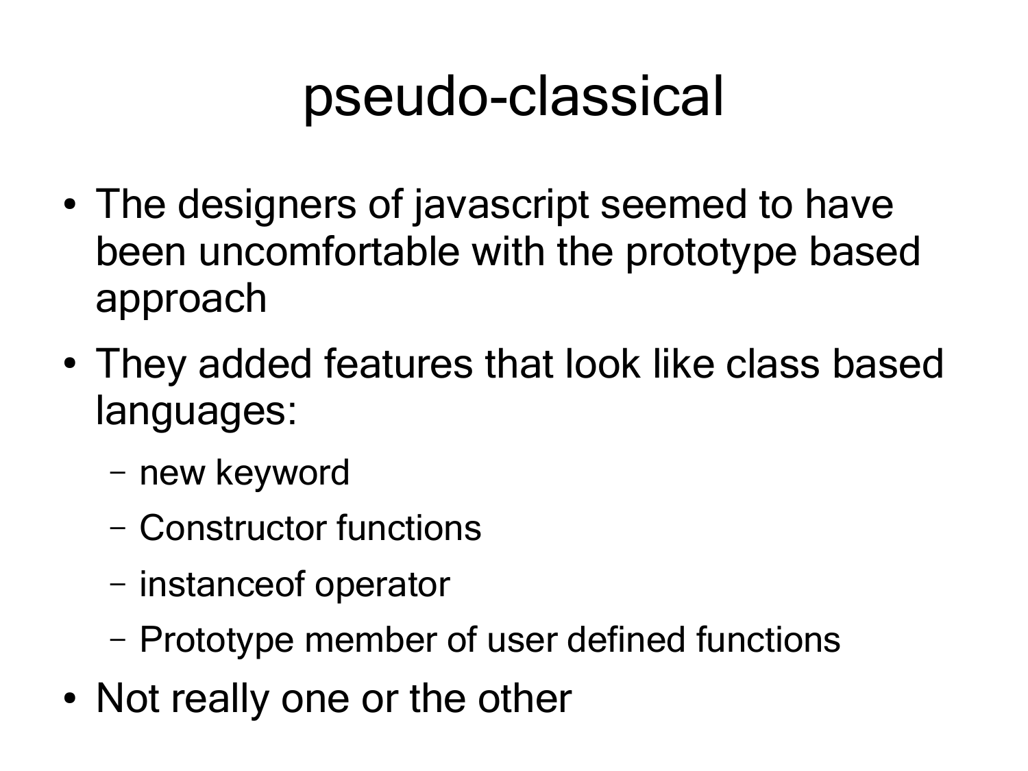# pseudo-classical

- The designers of javascript seemed to have been uncomfortable with the prototype based approach
- They added features that look like class based languages:
  - new keyword
  - Constructor functions
  - instanceof operator
  - Prototype member of user defined functions
- Not really one or the other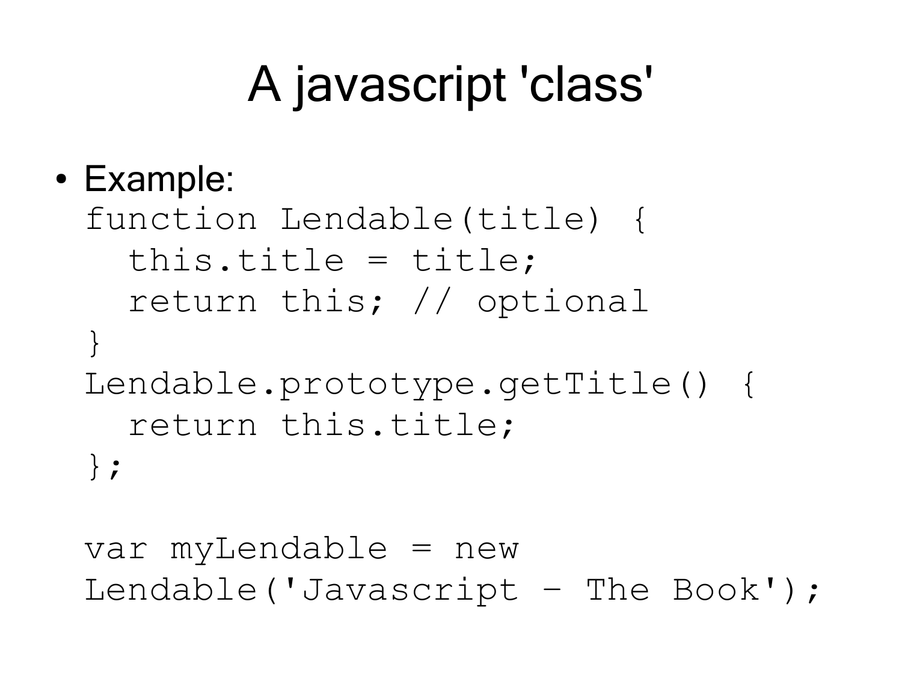# A javascript 'class'

- Example:

```
function Lendable(title) {
  this.title = title;
  return this; // optional
}
Lendable.prototype.getTitle() {
  return this.title;
};

var myLendable = new
Lendable('Javascript - The Book');
```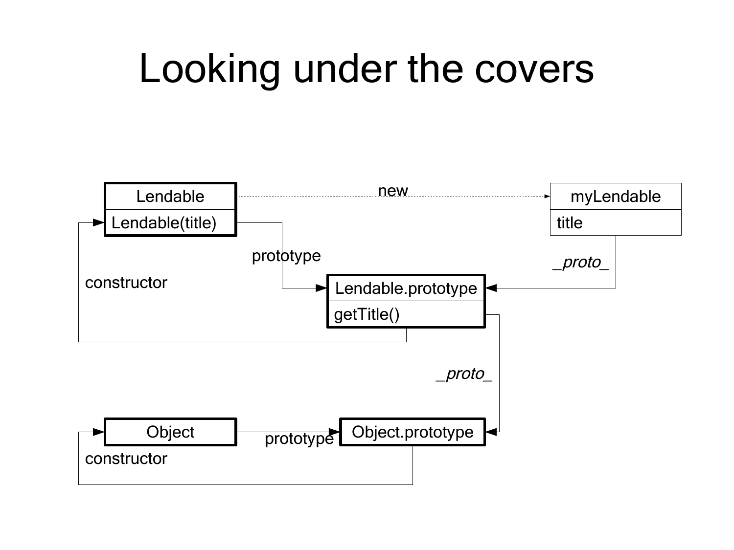# Looking under the covers

Lendable
Lendable(title)

new

myLendable
title

prototype

*_proto_*

constructor

Lendable.prototype
getTitle()

*_proto_*

Object

prototype

Object.prototype

constructor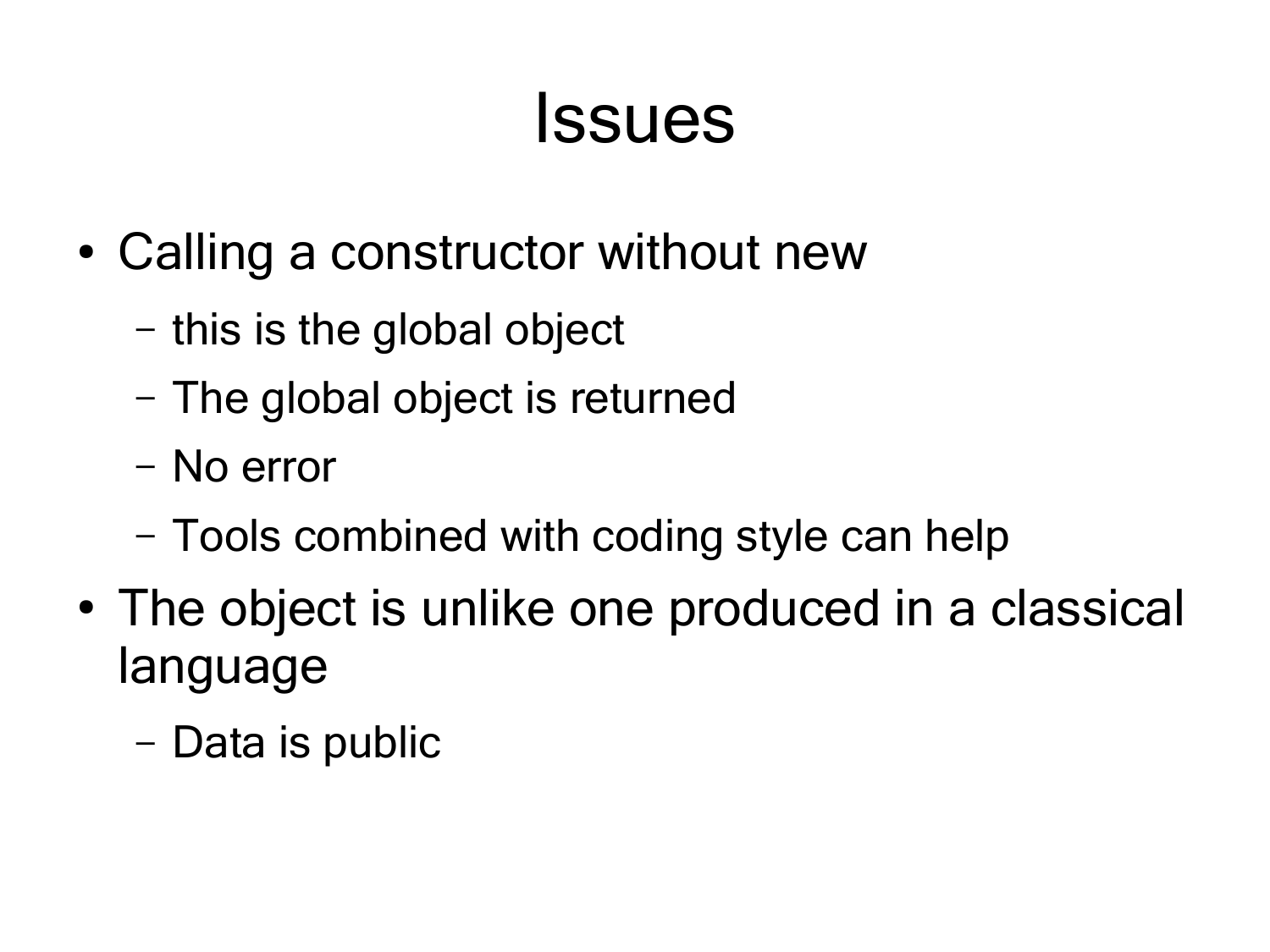# Issues

- Calling a constructor without new
  - this is the global object
  - The global object is returned
  - No error
  - Tools combined with coding style can help
- The object is unlike one produced in a classical language
  - Data is public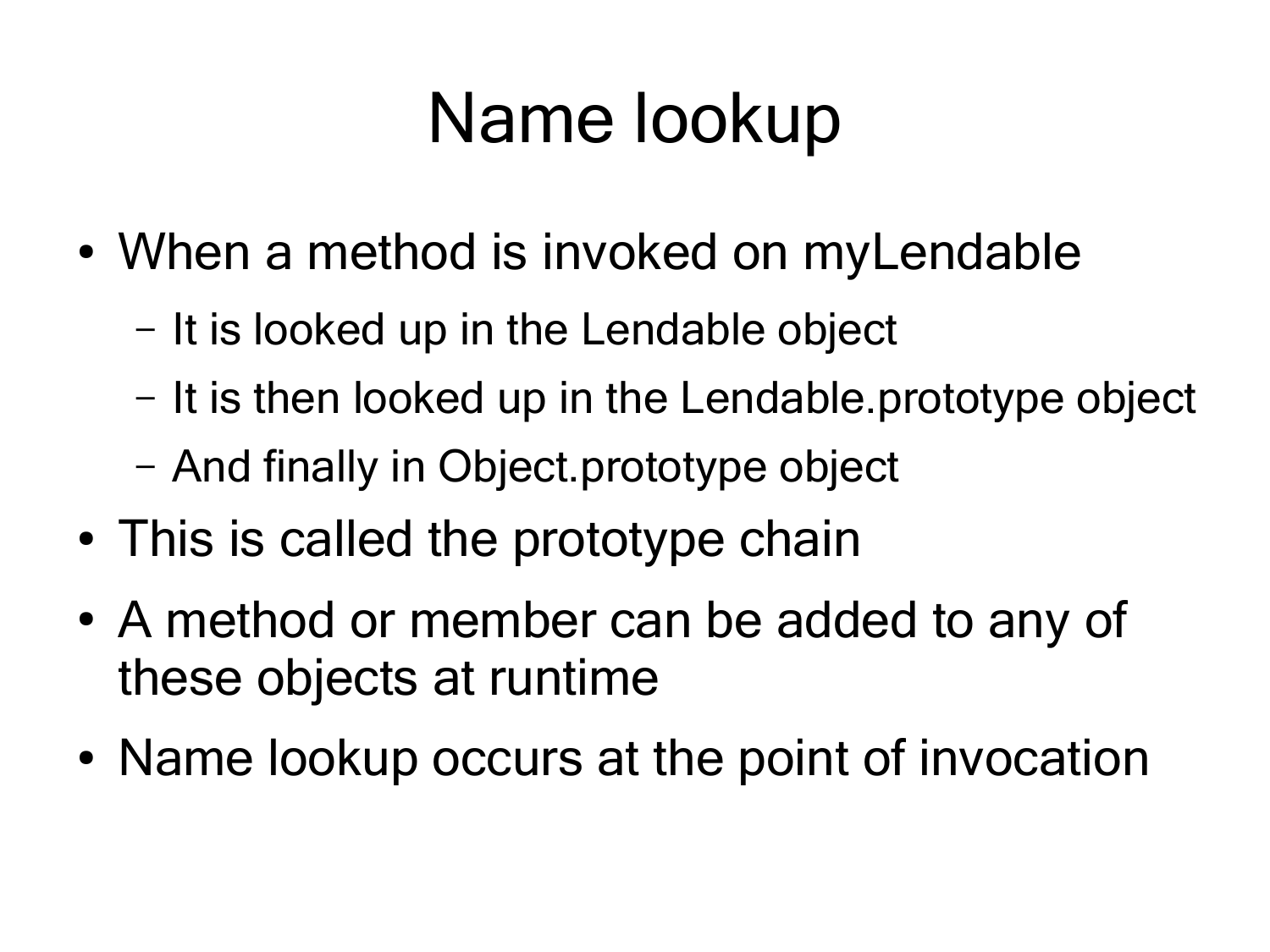# Name lookup

- When a method is invoked on myLendable
  - It is looked up in the Lendable object
  - It is then looked up in the Lendable.prototype object
  - And finally in Object.prototype object
- This is called the prototype chain
- A method or member can be added to any of these objects at runtime
- Name lookup occurs at the point of invocation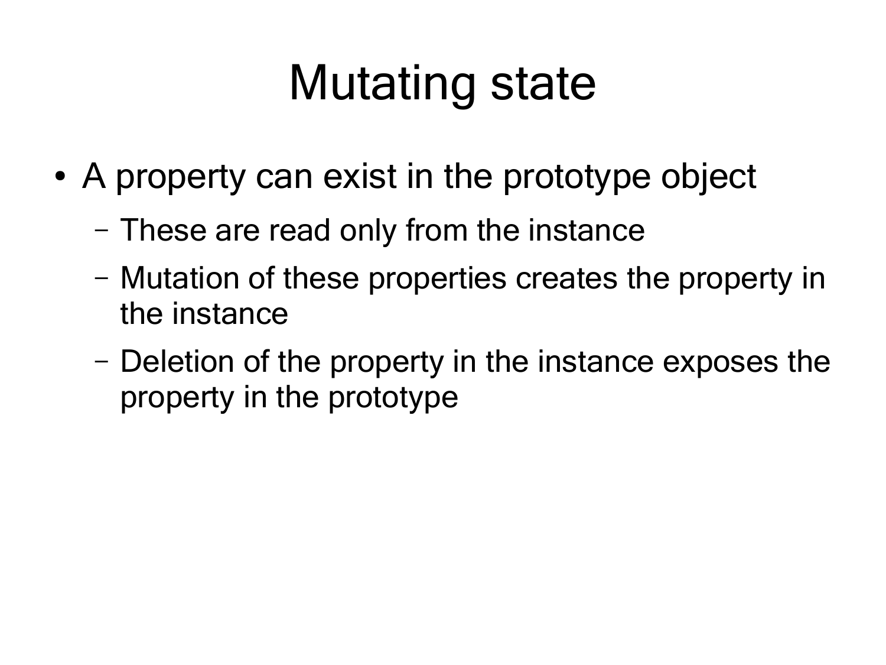# Mutating state

- A property can exist in the prototype object
  - These are read only from the instance
  - Mutation of these properties creates the property in the instance
  - Deletion of the property in the instance exposes the property in the prototype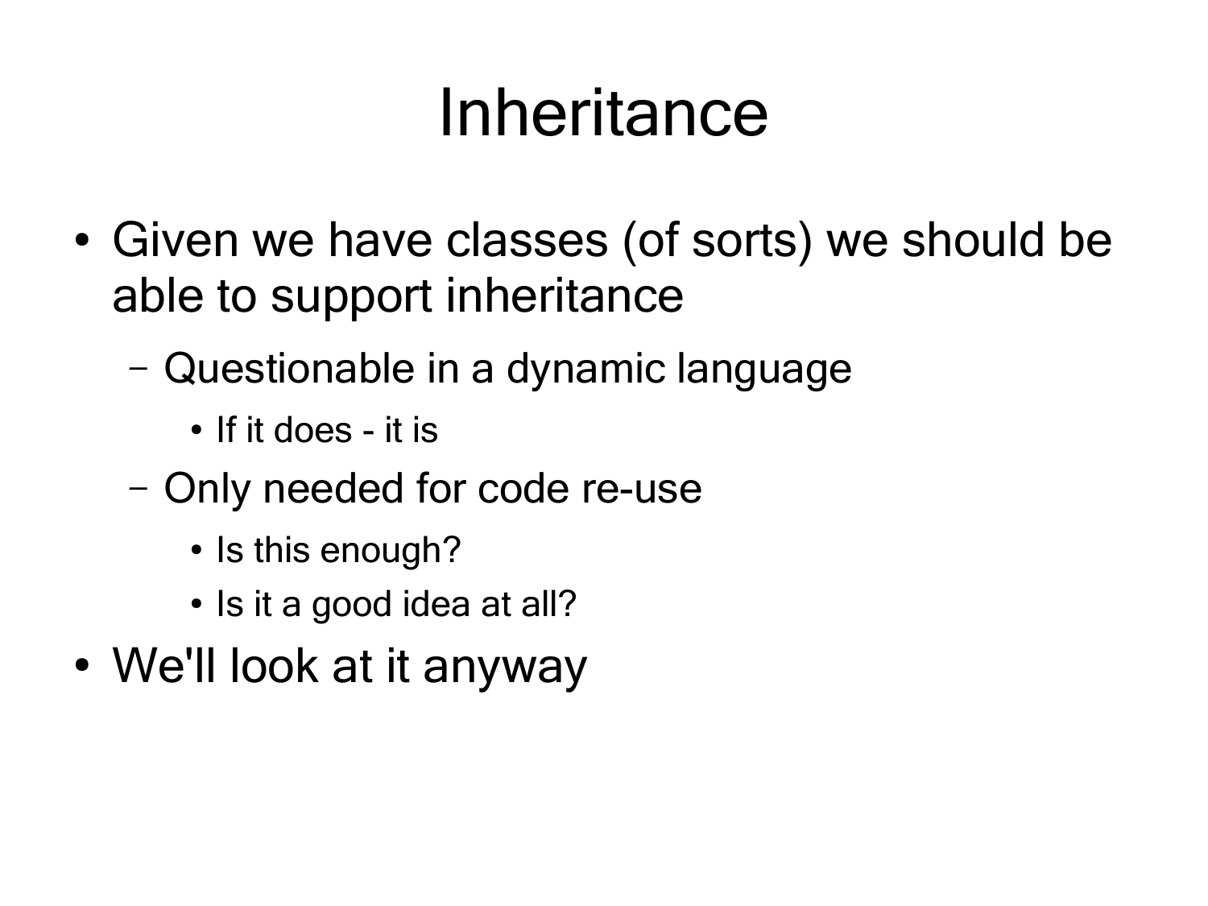# Inheritance

- Given we have classes (of sorts) we should be able to support inheritance
  - Questionable in a dynamic language
    - If it does - it is
  - Only needed for code re-use
    - Is this enough?
    - Is it a good idea at all?
- We'll look at it anyway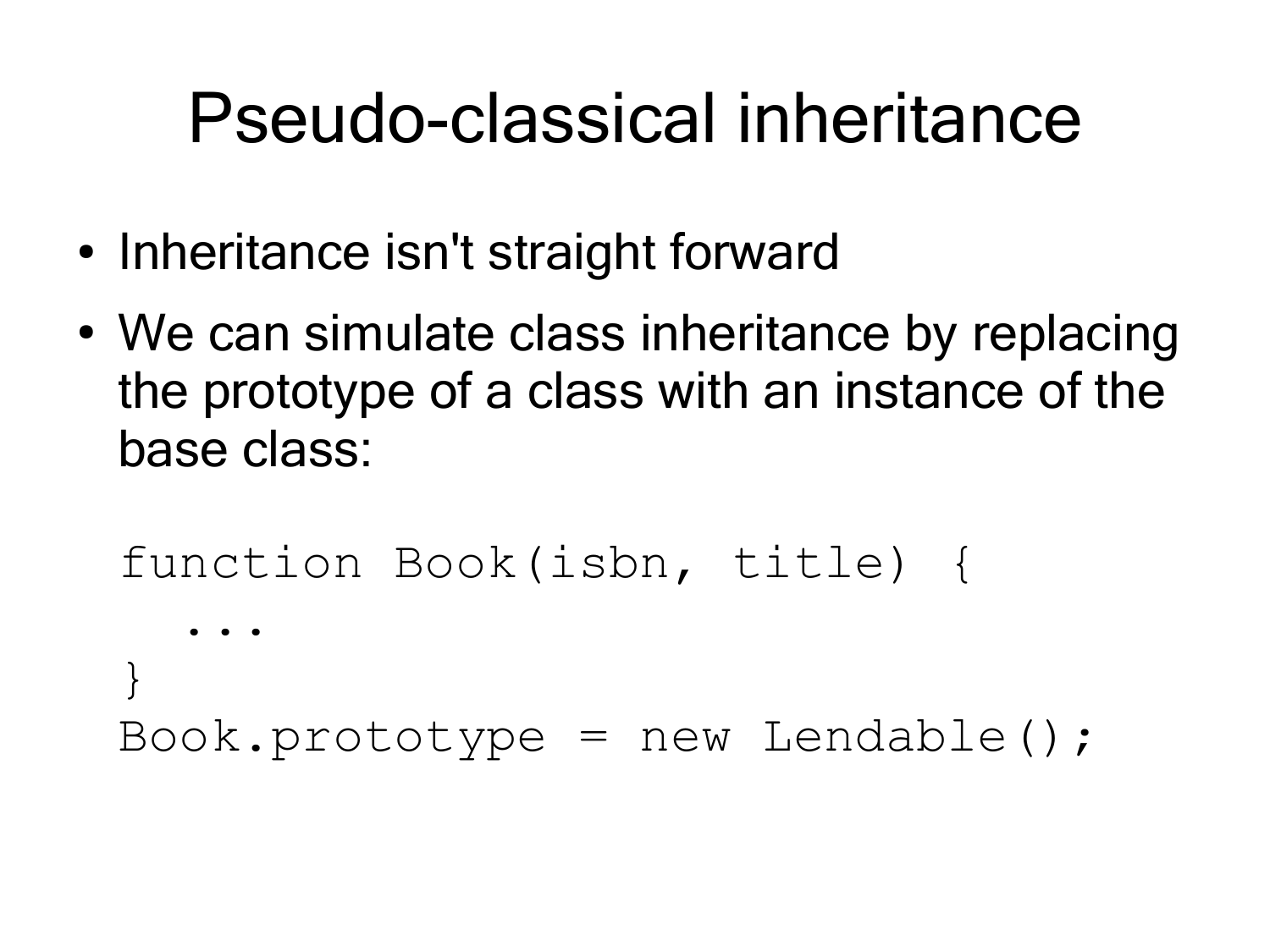# Pseudo-classical inheritance

- Inheritance isn't straight forward
- We can simulate class inheritance by replacing the prototype of a class with an instance of the base class:

```
function Book(isbn, title) {
  ...
}
Book.prototype = new Lendable();
```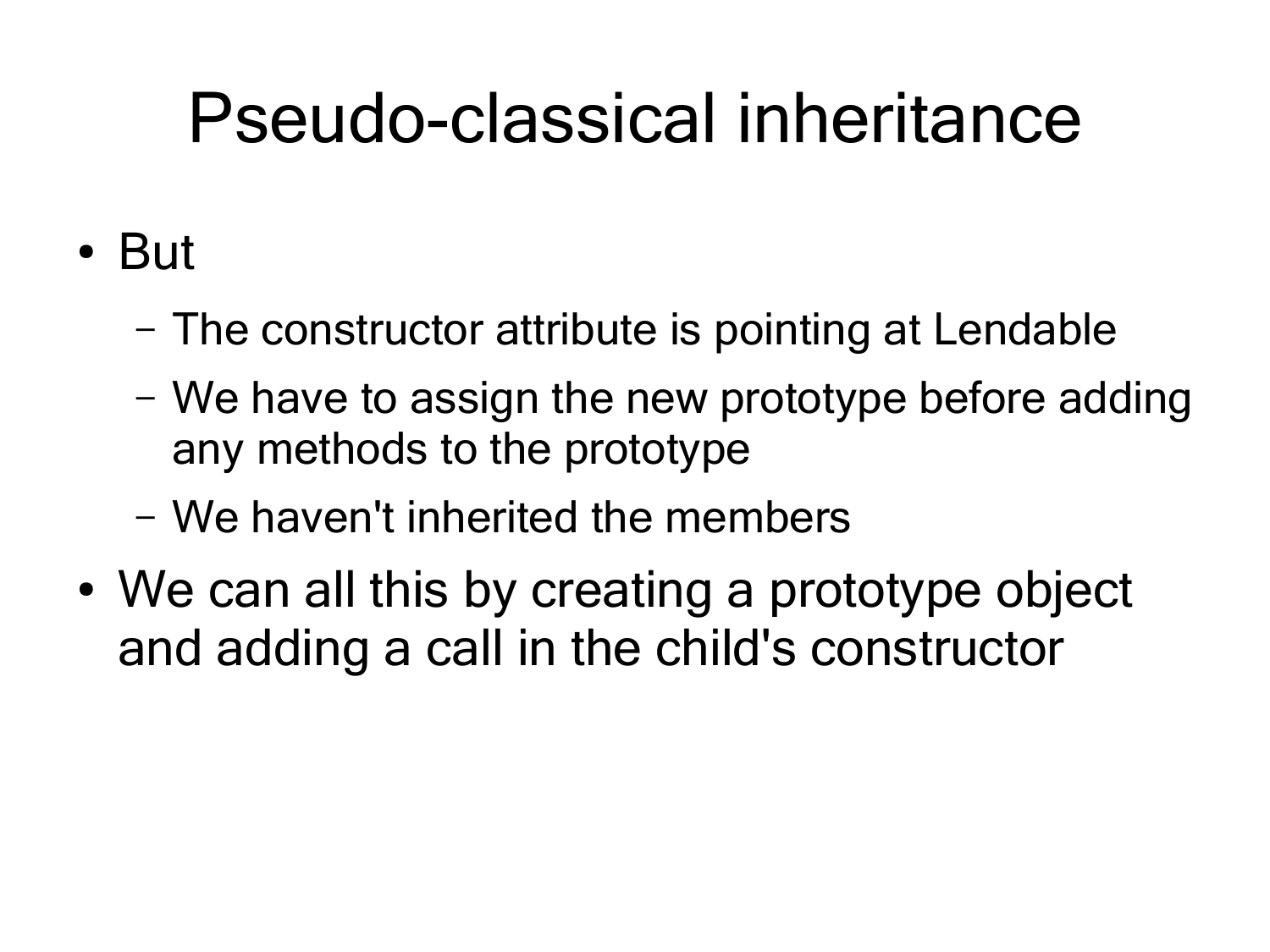# Pseudo-classical inheritance

- But
  - The constructor attribute is pointing at Lendable
  - We have to assign the new prototype before adding any methods to the prototype
  - We haven't inherited the members
- We can all this by creating a prototype object and adding a call in the child's constructor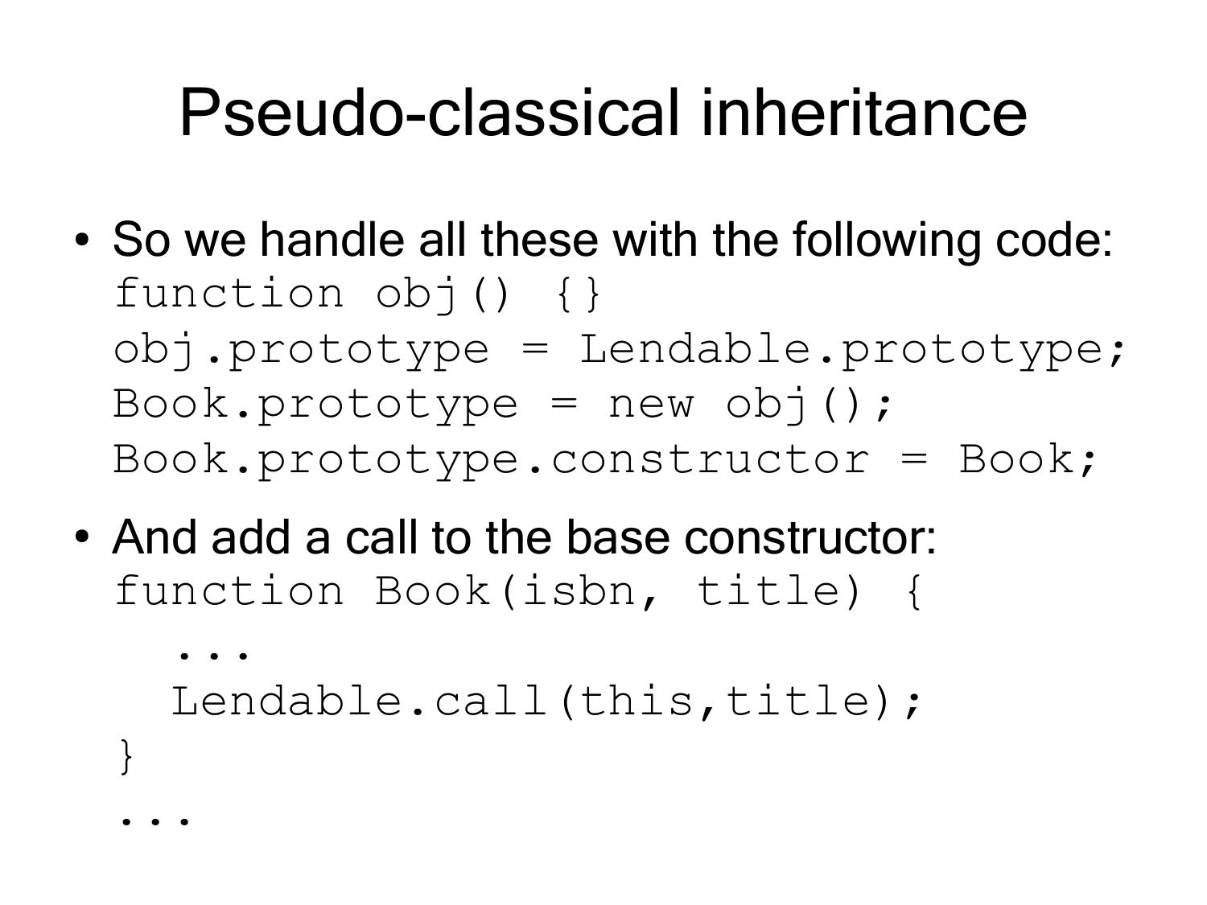# Pseudo-classical inheritance

- So we handle all these with the following code:

```
function obj() {}
obj.prototype = Lendable.prototype;
Book.prototype = new obj();
Book.prototype.constructor = Book;
```

- And add a call to the base constructor:

```
function Book(isbn, title) {
  ...
  Lendable.call(this,title);
}
...
```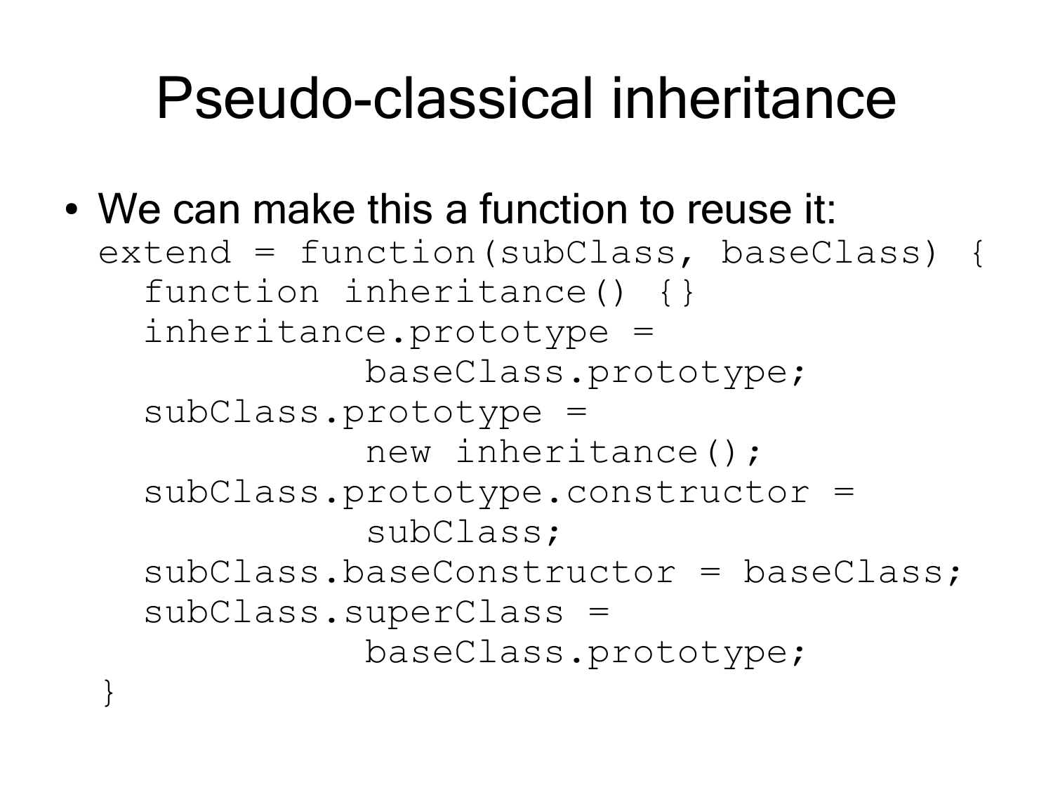# Pseudo-classical inheritance

- We can make this a function to reuse it:

```
extend = function(subClass, baseClass) {
  function inheritance() {}
  inheritance.prototype =
           baseClass.prototype;
  subClass.prototype =
           new inheritance();
  subClass.prototype.constructor =
           subClass;
  subClass.baseConstructor = baseClass;
  subClass.superClass =
           baseClass.prototype;
}
```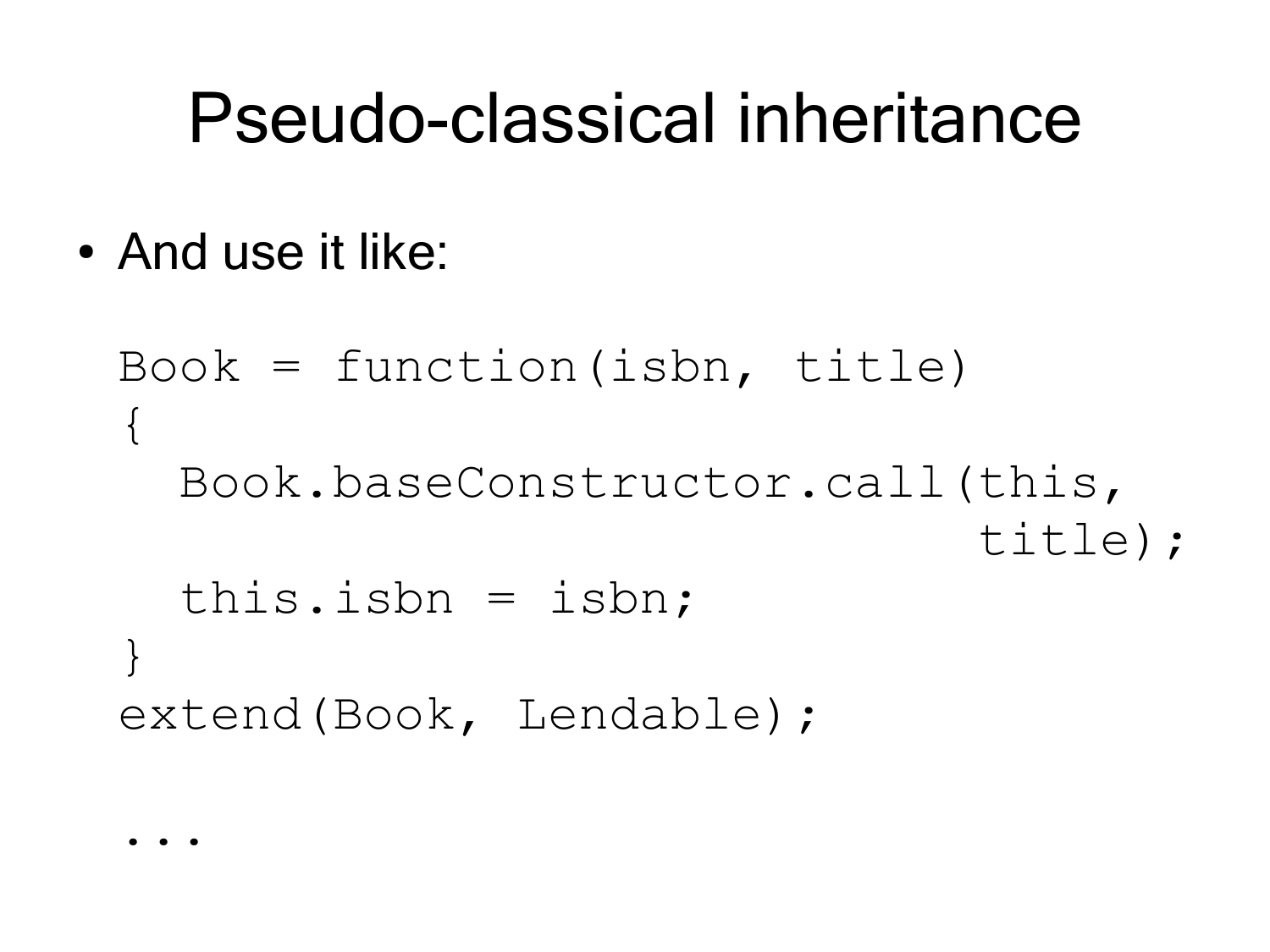# Pseudo-classical inheritance

- And use it like:

```
Book = function(isbn, title)
{
  Book.baseConstructor.call(this,
                            title);
  this.isbn = isbn;
}
extend(Book, Lendable);

...
```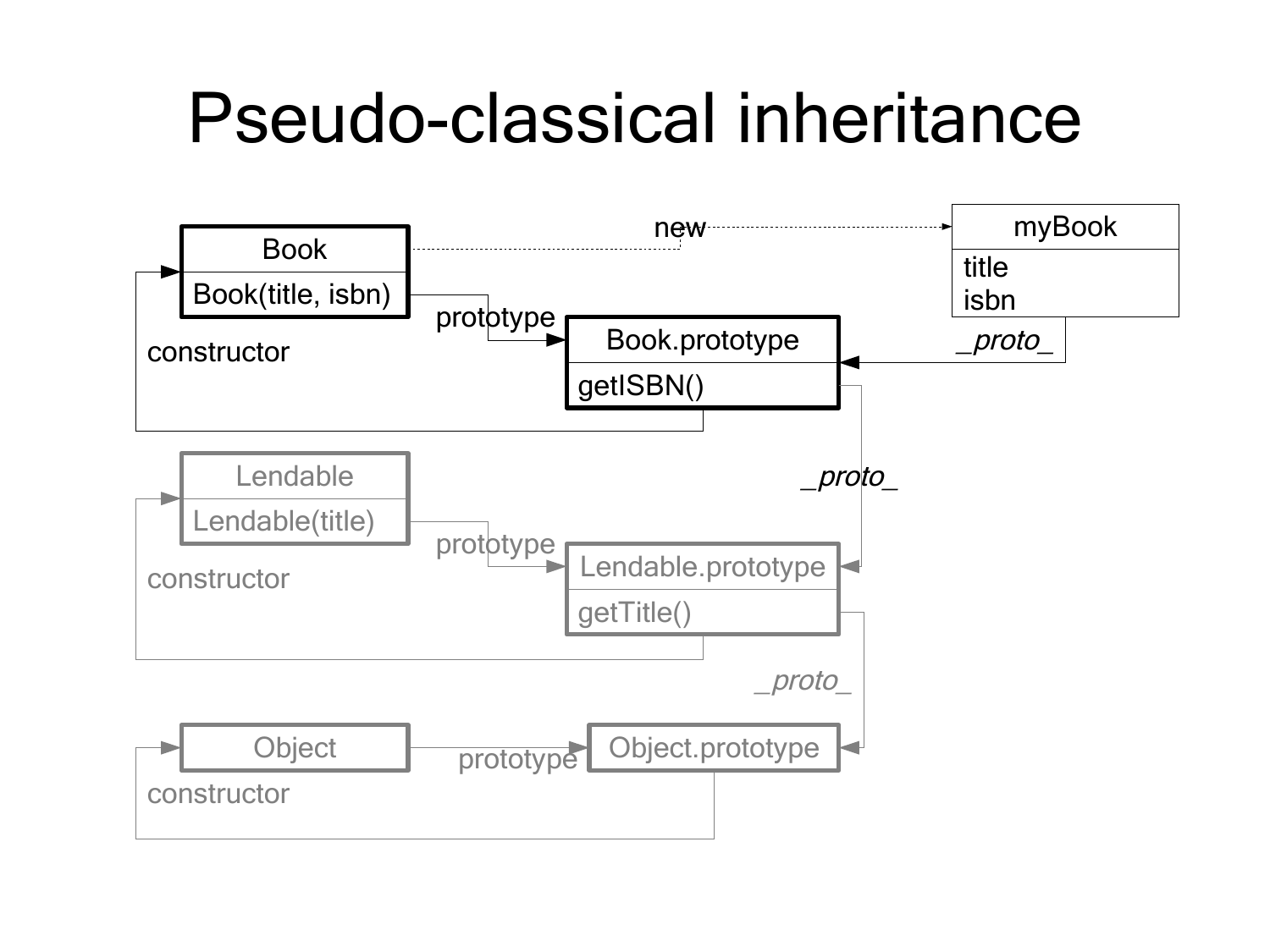# Pseudo-classical inheritance

Book

Book(title, isbn)

new

myBook

title
isbn

prototype

Book.prototype

getISBN()

_proto_

constructor

_proto_

Lendable

Lendable(title)

prototype

Lendable.prototype

getTitle()

constructor

_proto_

Object

prototype

Object.prototype

constructor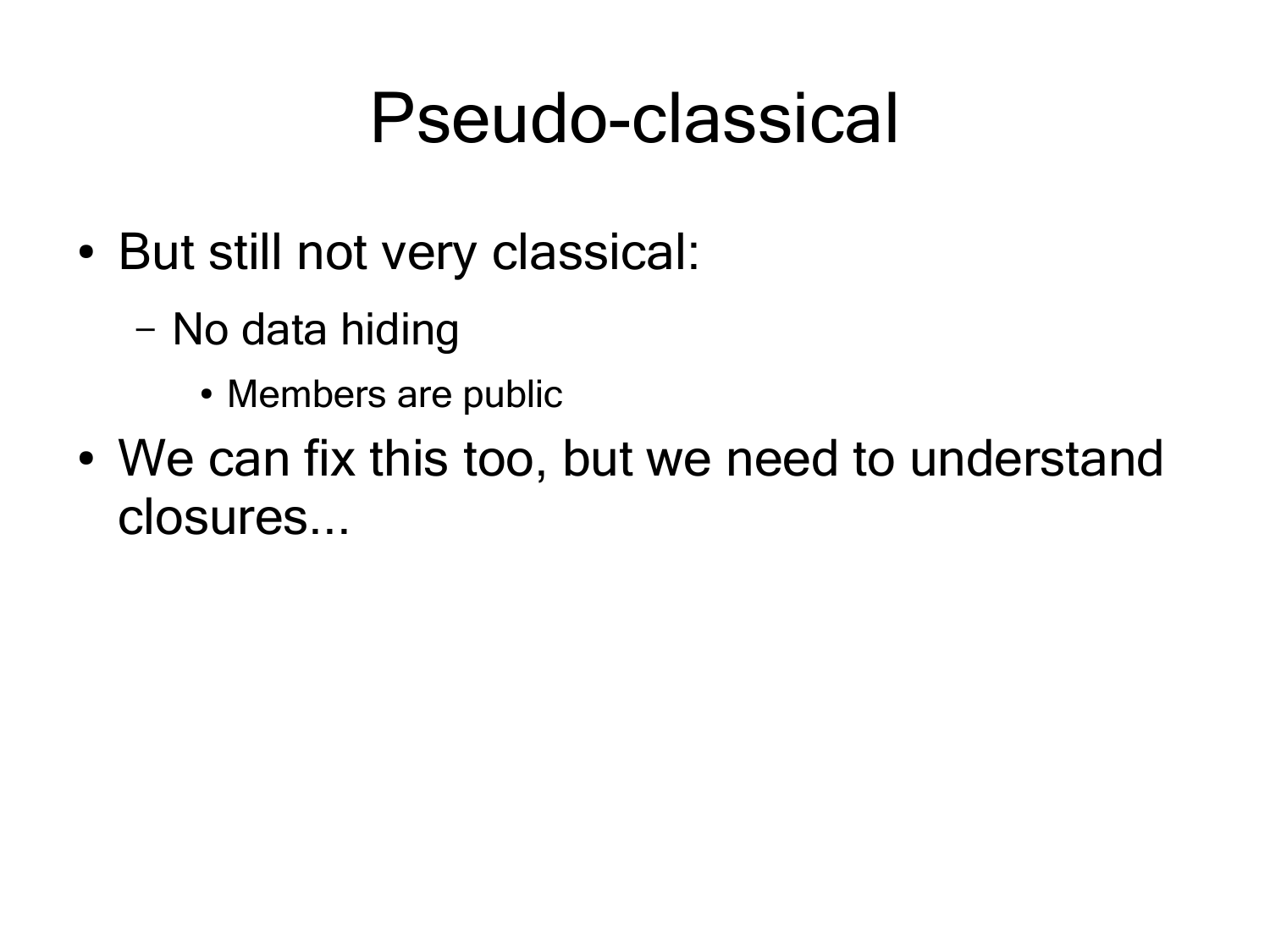# Pseudo-classical

- But still not very classical:
  - No data hiding
    - Members are public
- We can fix this too, but we need to understand closures...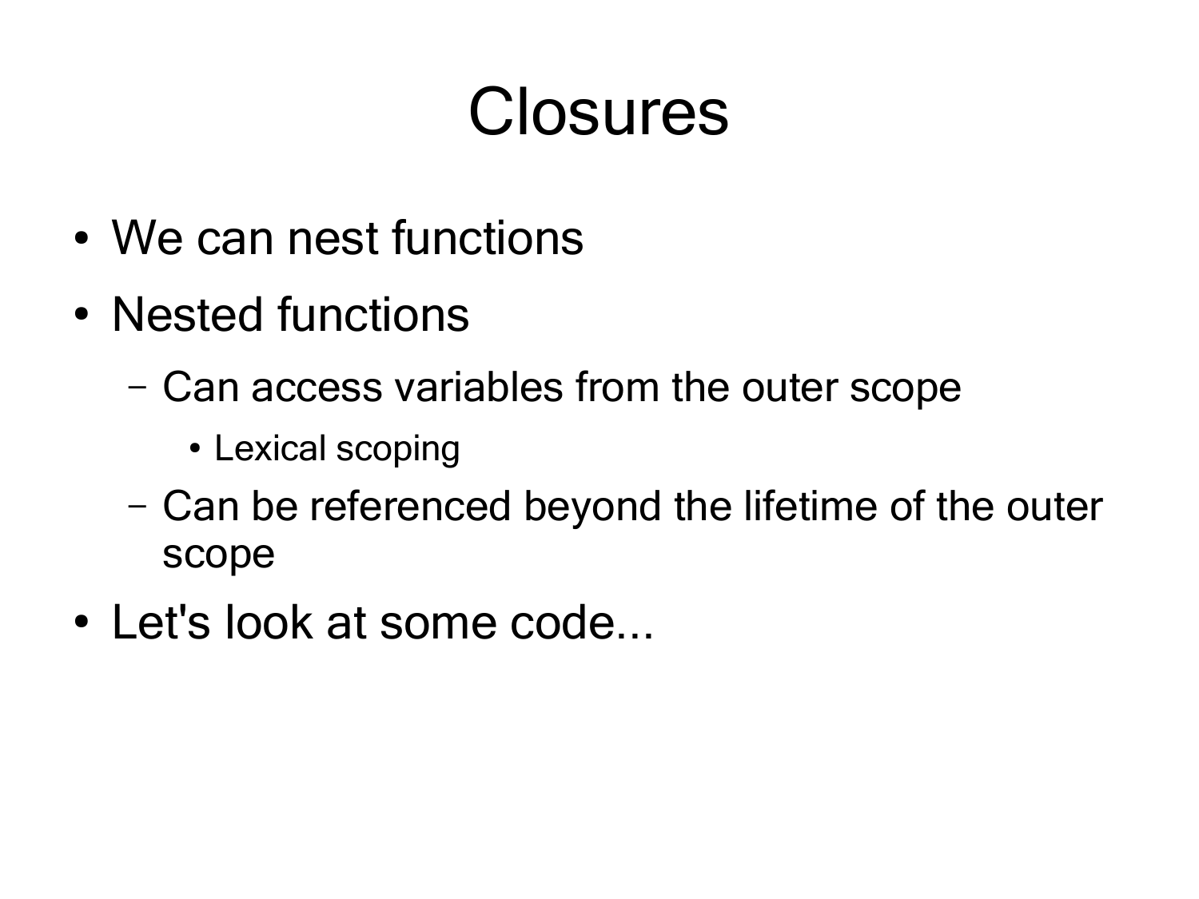# Closures

- We can nest functions
- Nested functions
  - Can access variables from the outer scope
    - Lexical scoping
  - Can be referenced beyond the lifetime of the outer scope
- Let's look at some code...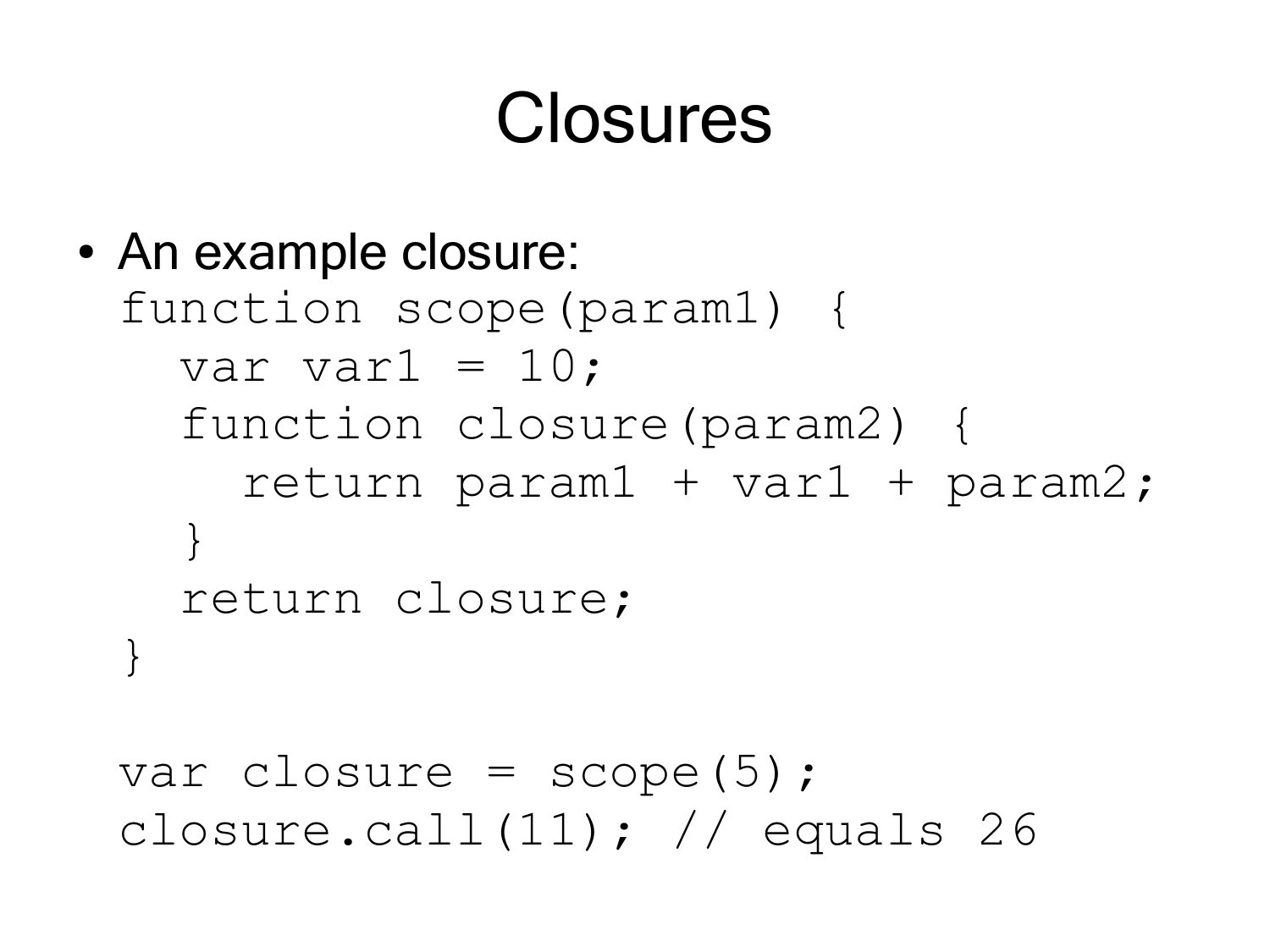# Closures

- An example closure:

```
function scope(param1) {
  var var1 = 10;
  function closure(param2) {
    return param1 + var1 + param2;
  }
  return closure;
}

var closure = scope(5);
closure.call(11); // equals 26
```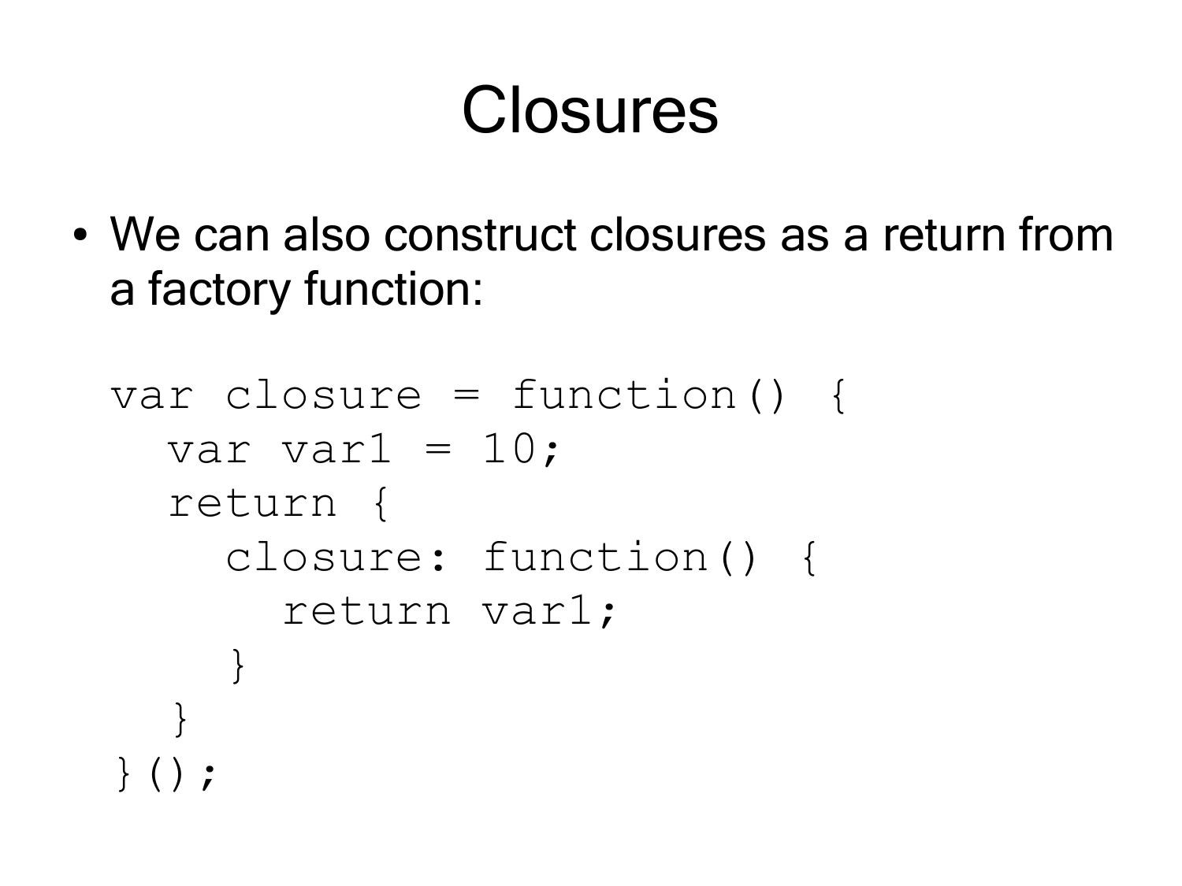# Closures

- We can also construct closures as a return from a factory function:

```
var closure = function() {
  var var1 = 10;
  return {
    closure: function() {
      return var1;
    }
  }
}();
```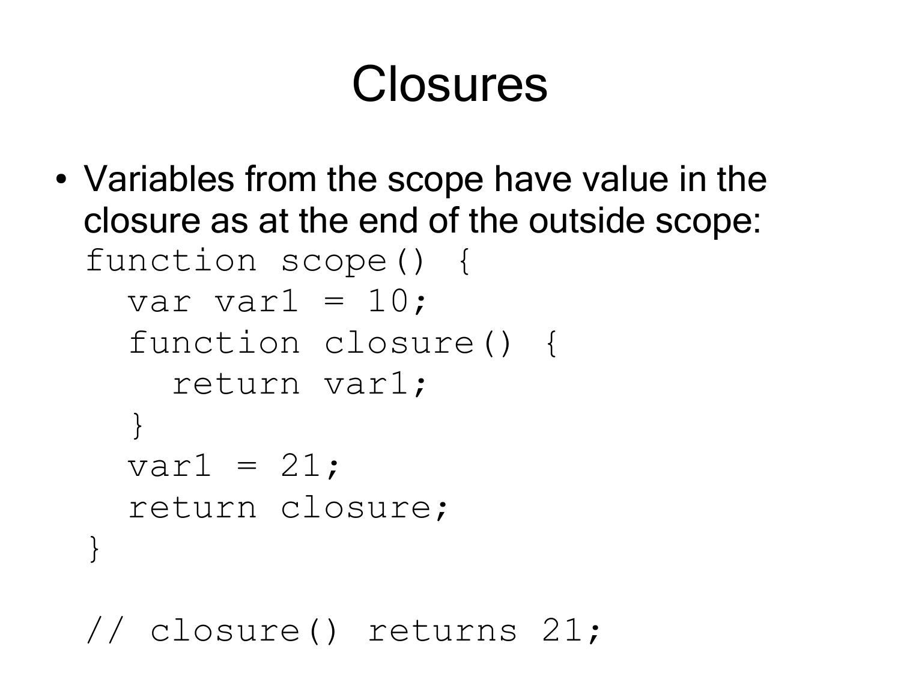# Closures

- Variables from the scope have value in the closure as at the end of the outside scope:

```
function scope() {
  var var1 = 10;
  function closure() {
    return var1;
  }
  var1 = 21;
  return closure;
}

// closure() returns 21;
```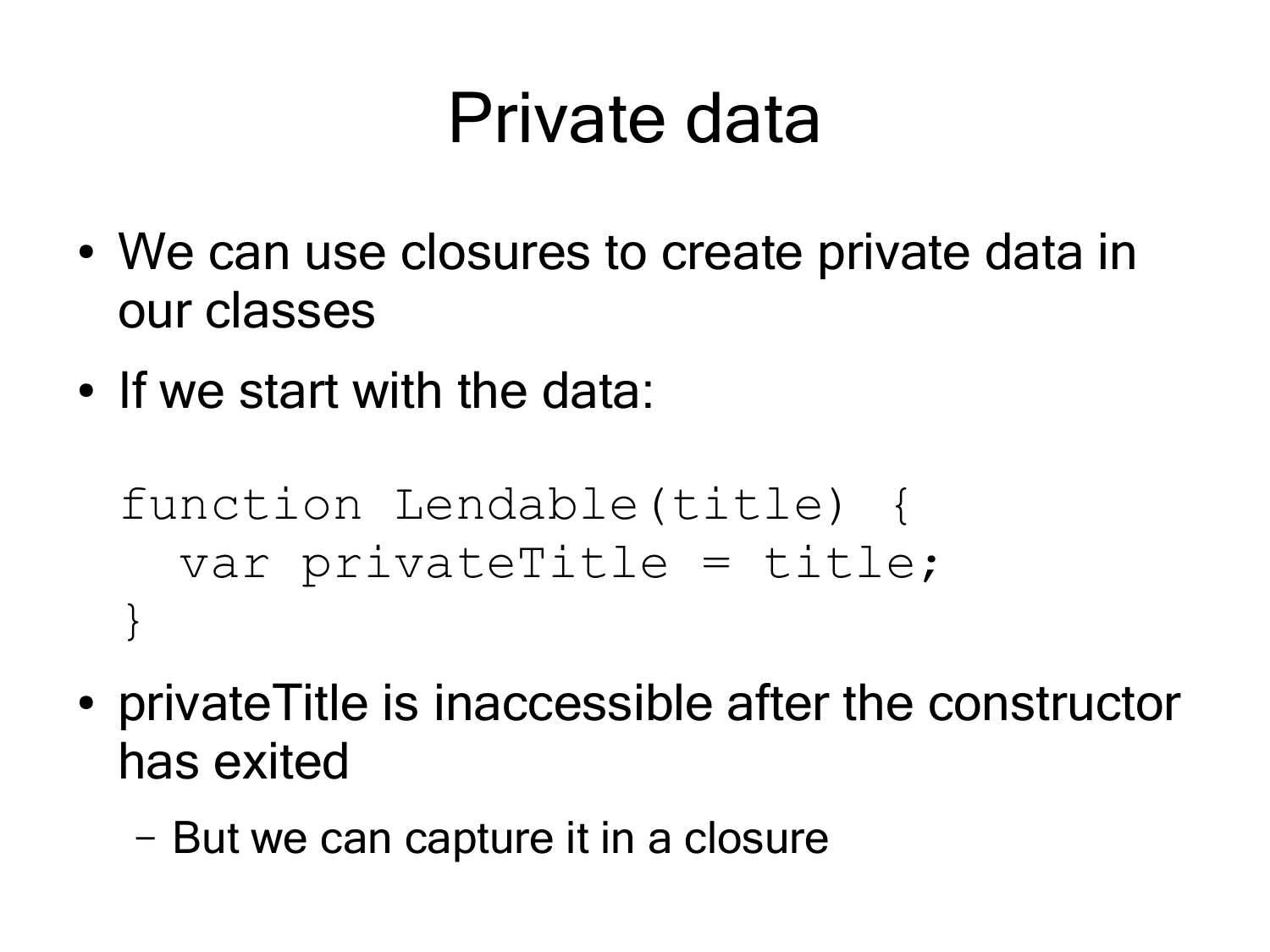# Private data

- We can use closures to create private data in our classes
- If we start with the data:

```
function Lendable(title) {
  var privateTitle = title;
}
```

- privateTitle is inaccessible after the constructor has exited
  - But we can capture it in a closure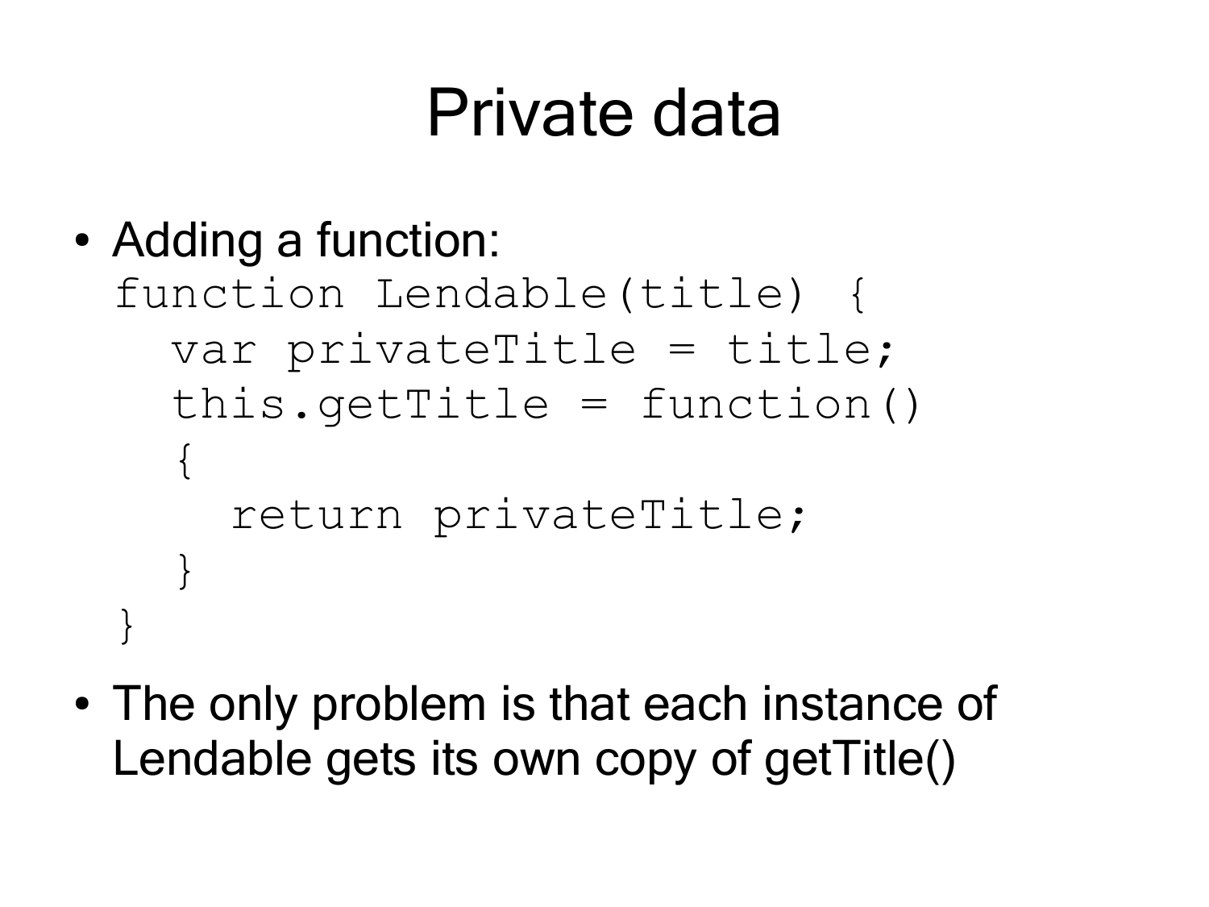# Private data

- Adding a function:

```
function Lendable(title) {
  var privateTitle = title;
  this.getTitle = function()
  {
    return privateTitle;
  }
}
```

- The only problem is that each instance of Lendable gets its own copy of getTitle()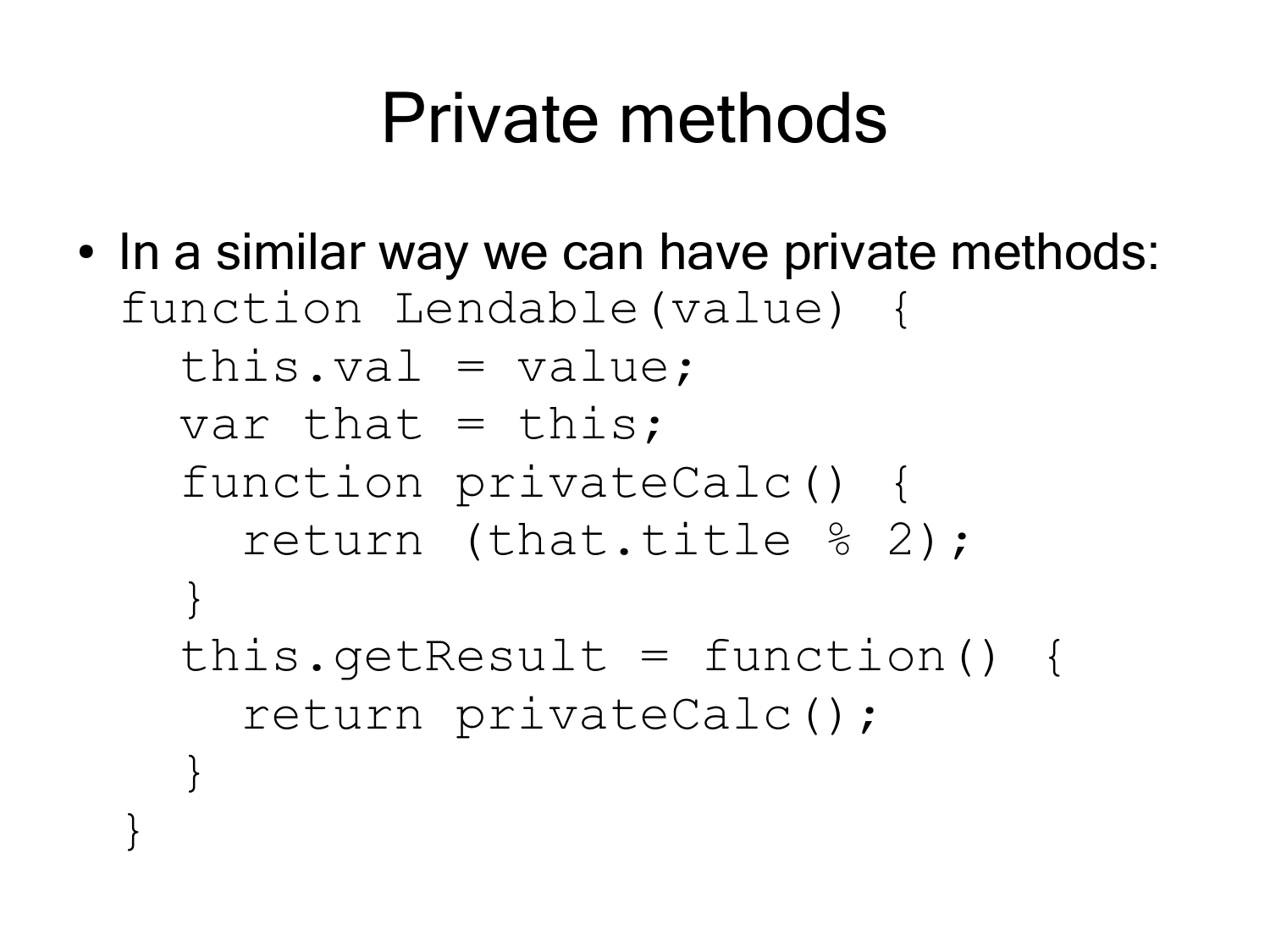# Private methods

- In a similar way we can have private methods:

```
function Lendable(value) {
  this.val = value;
  var that = this;
  function privateCalc() {
    return (that.title % 2);
  }
  this.getResult = function() {
    return privateCalc();
  }
}
```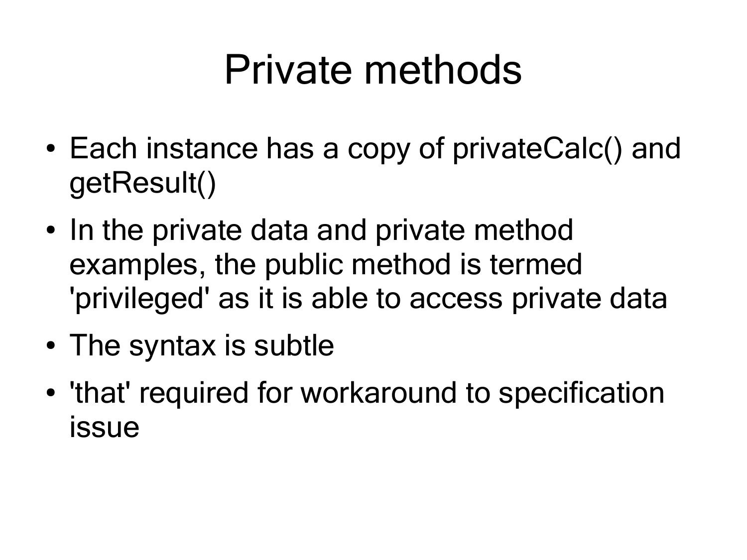# Private methods

- Each instance has a copy of privateCalc() and getResult()
- In the private data and private method examples, the public method is termed 'privileged' as it is able to access private data
- The syntax is subtle
- 'that' required for workaround to specification issue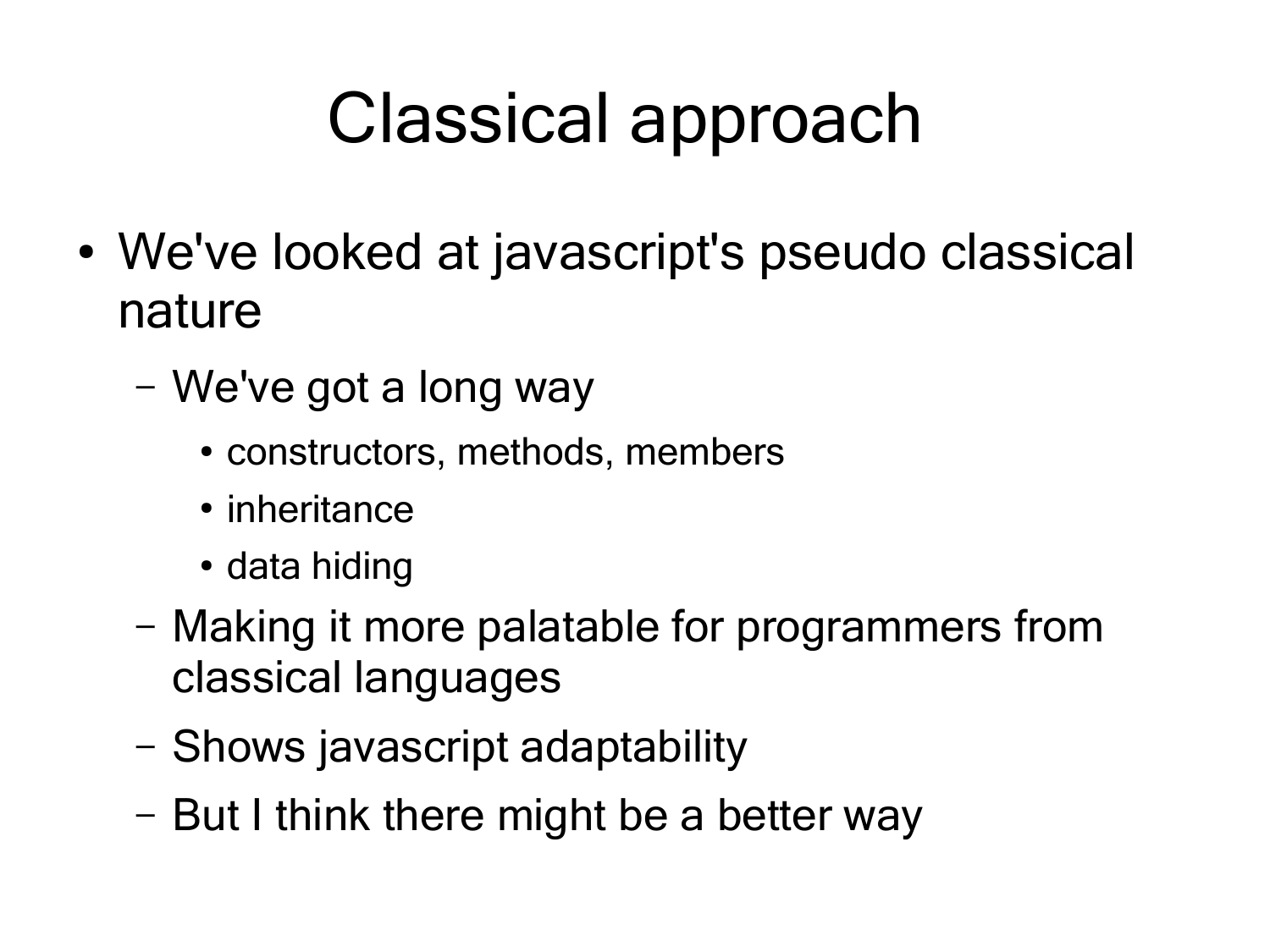# Classical approach

- We've looked at javascript's pseudo classical nature
  - We've got a long way
    - constructors, methods, members
    - inheritance
    - data hiding
  - Making it more palatable for programmers from classical languages
  - Shows javascript adaptability
  - But I think there might be a better way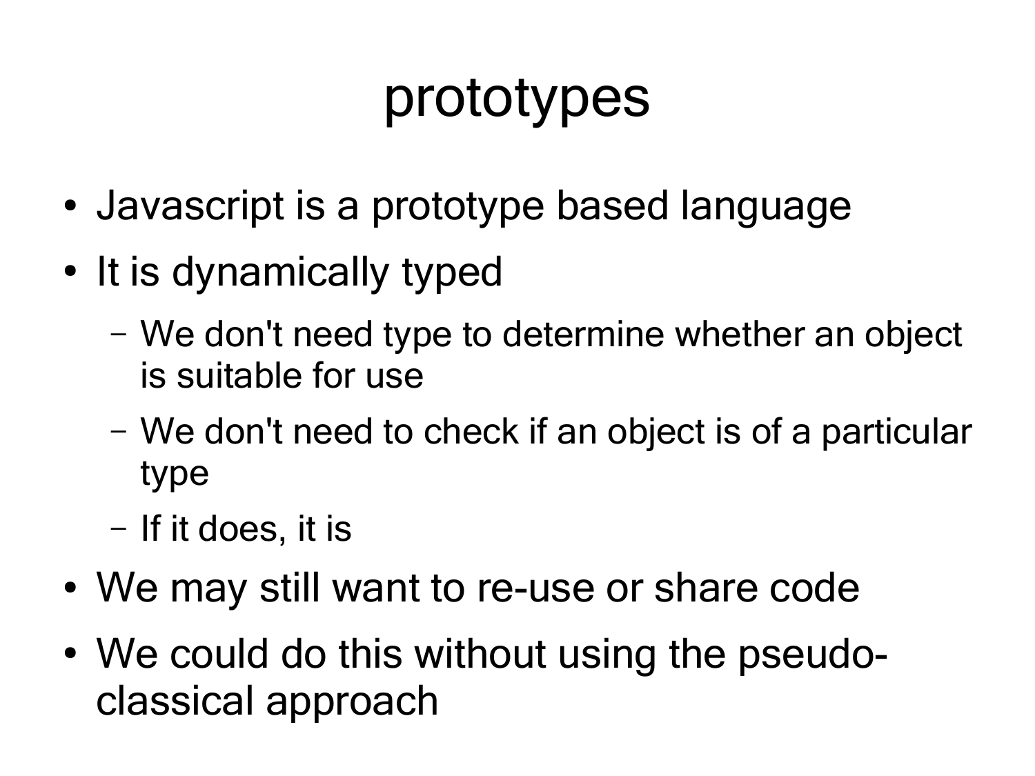# prototypes

- Javascript is a prototype based language
- It is dynamically typed
  - We don't need type to determine whether an object is suitable for use
  - We don't need to check if an object is of a particular type
  - If it does, it is
- We may still want to re-use or share code
- We could do this without using the pseudo-classical approach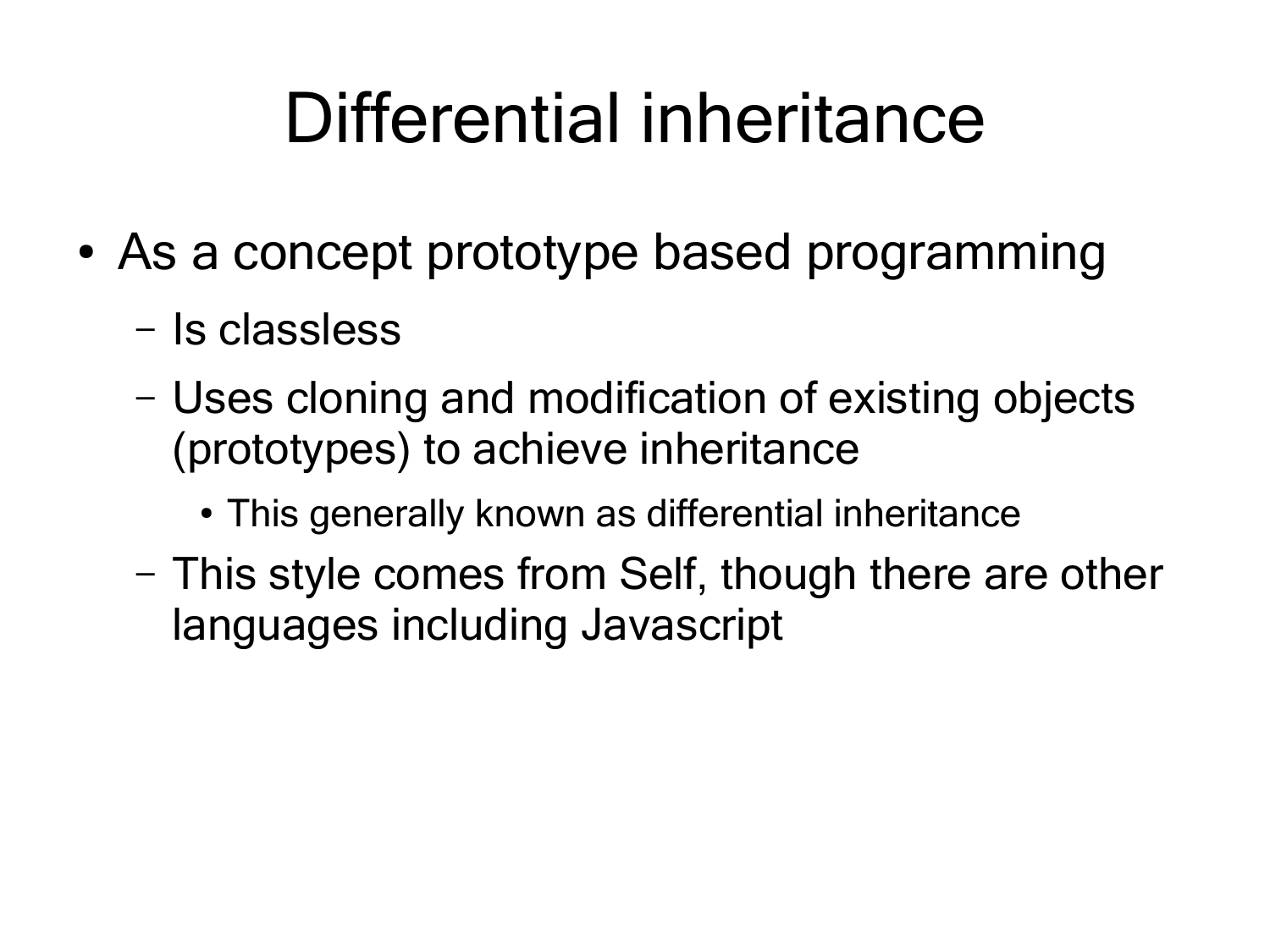# Differential inheritance

- As a concept prototype based programming
  - Is classless
  - Uses cloning and modification of existing objects (prototypes) to achieve inheritance
    - This generally known as differential inheritance
  - This style comes from Self, though there are other languages including Javascript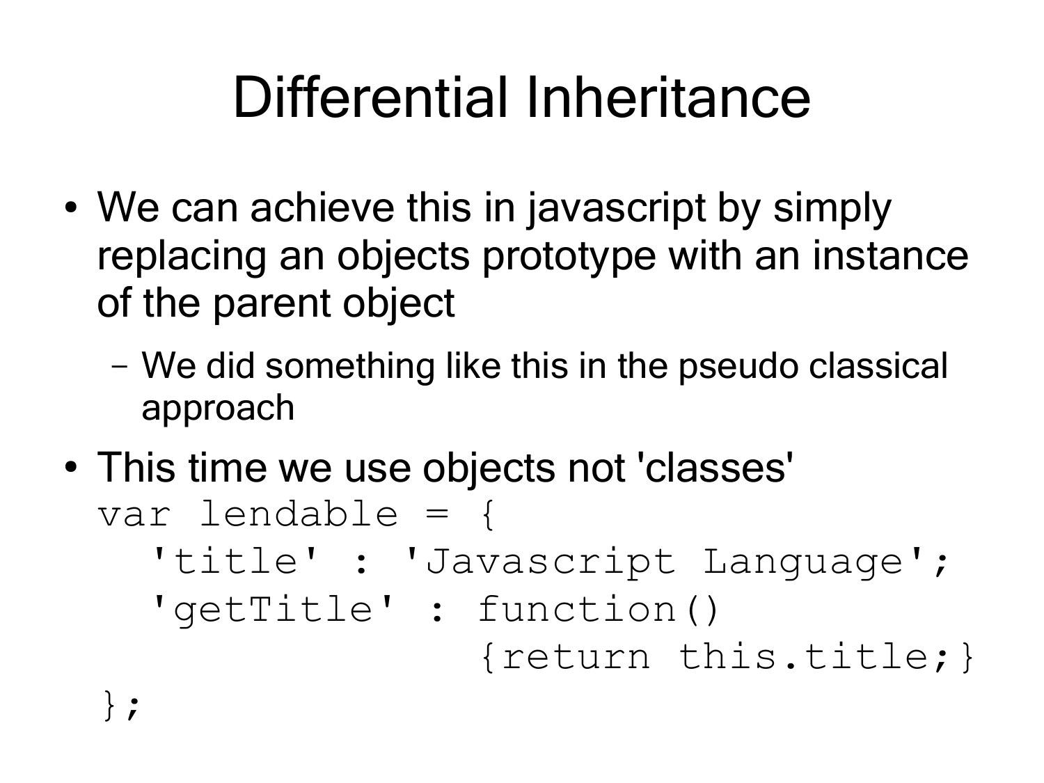# Differential Inheritance

- We can achieve this in javascript by simply replacing an objects prototype with an instance of the parent object
  - We did something like this in the pseudo classical approach
- This time we use objects not 'classes'

```
var lendable = {
  'title' : 'Javascript Language';
  'getTitle' : function()
               {return this.title;}
};
```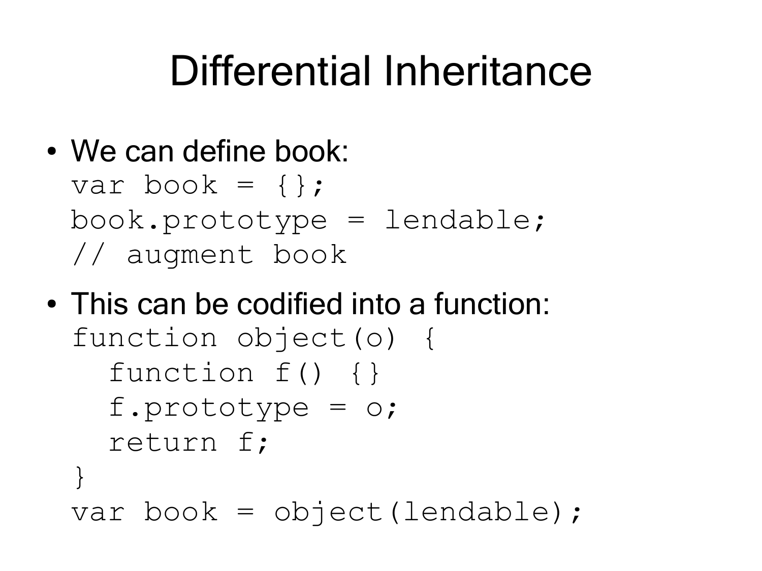# Differential Inheritance

- We can define book:

```
var book = {};
book.prototype = lendable;
// augment book
```

- This can be codified into a function:

```
function object(o) {
  function f() {}
  f.prototype = o;
  return f;
}
var book = object(lendable);
```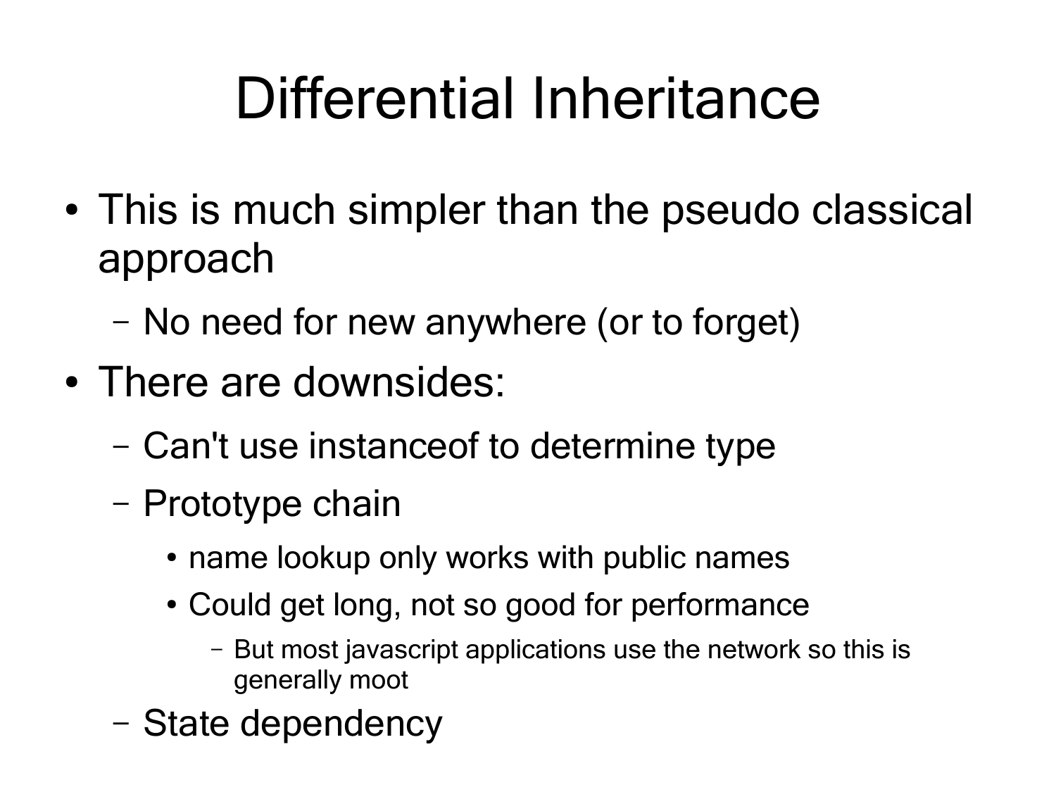# Differential Inheritance

- This is much simpler than the pseudo classical approach
  - No need for new anywhere (or to forget)
- There are downsides:
  - Can't use instanceof to determine type
  - Prototype chain
    - name lookup only works with public names
    - Could get long, not so good for performance
      - But most javascript applications use the network so this is generally moot
  - State dependency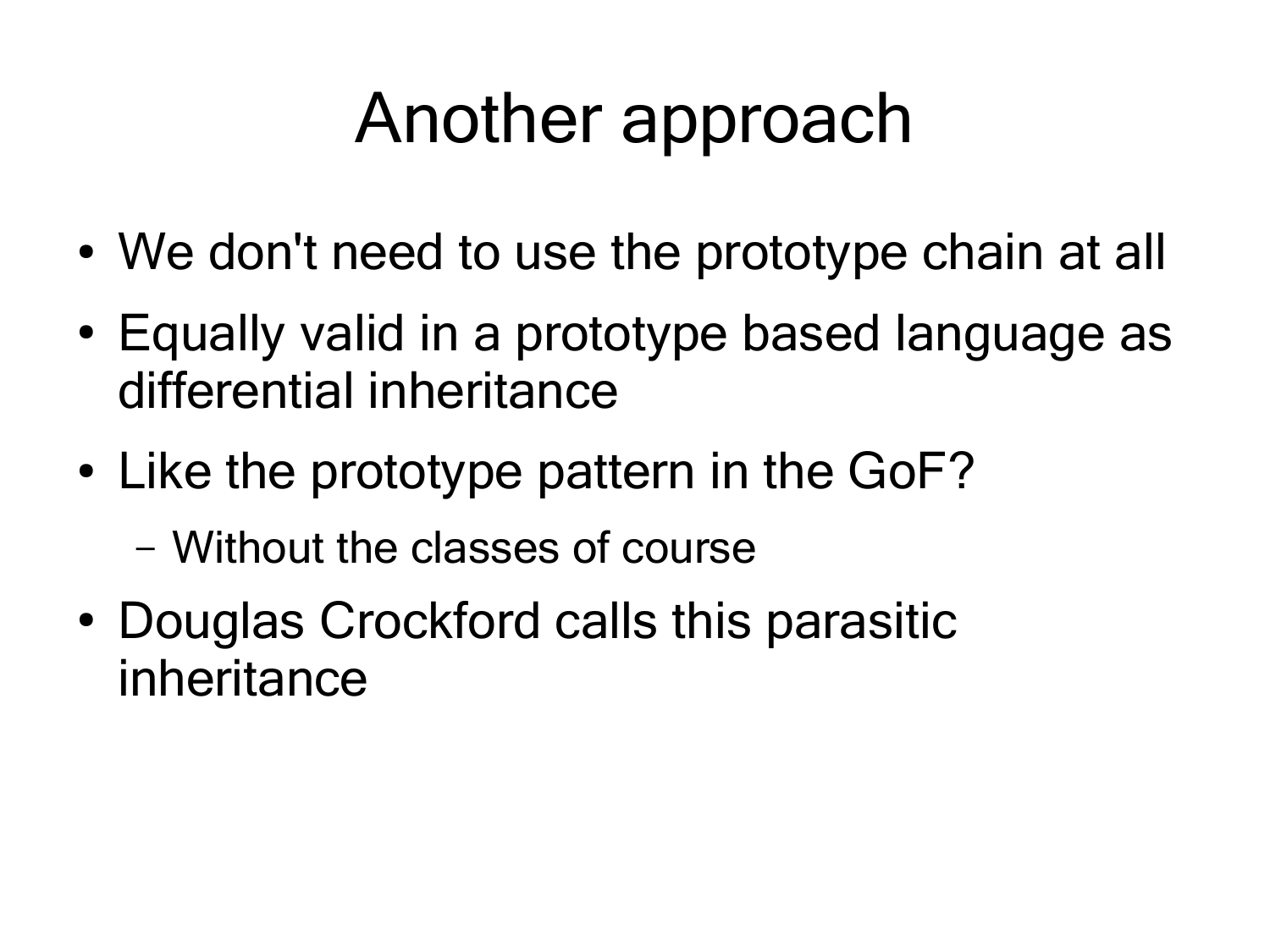# Another approach

- We don't need to use the prototype chain at all
- Equally valid in a prototype based language as differential inheritance
- Like the prototype pattern in the GoF?
  - Without the classes of course
- Douglas Crockford calls this parasitic inheritance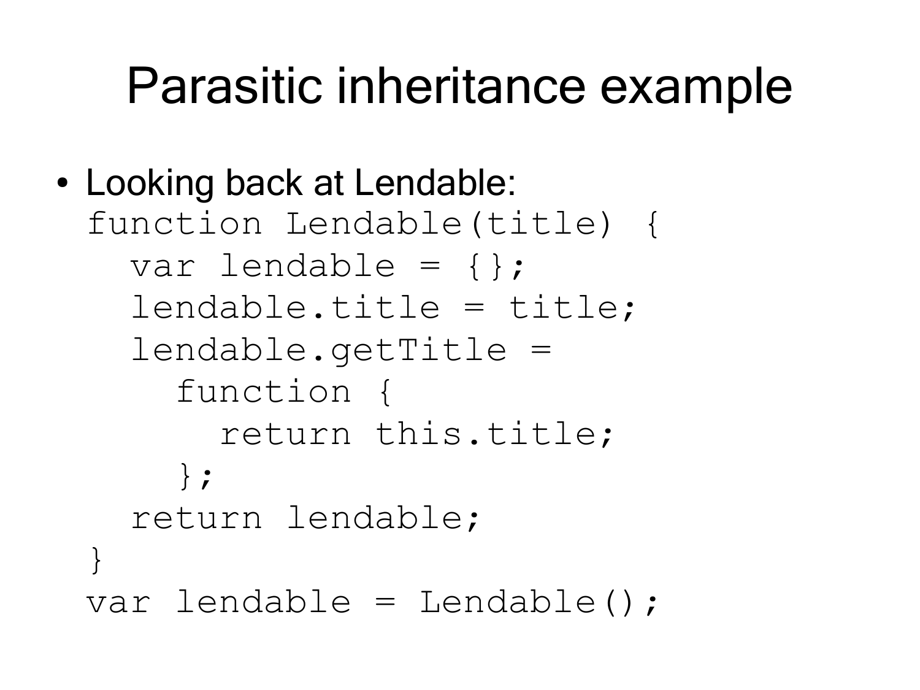# Parasitic inheritance example

- Looking back at Lendable:

```
function Lendable(title) {
  var lendable = {};
  lendable.title = title;
  lendable.getTitle =
    function {
      return this.title;
    };
  return lendable;
}
var lendable = Lendable();
```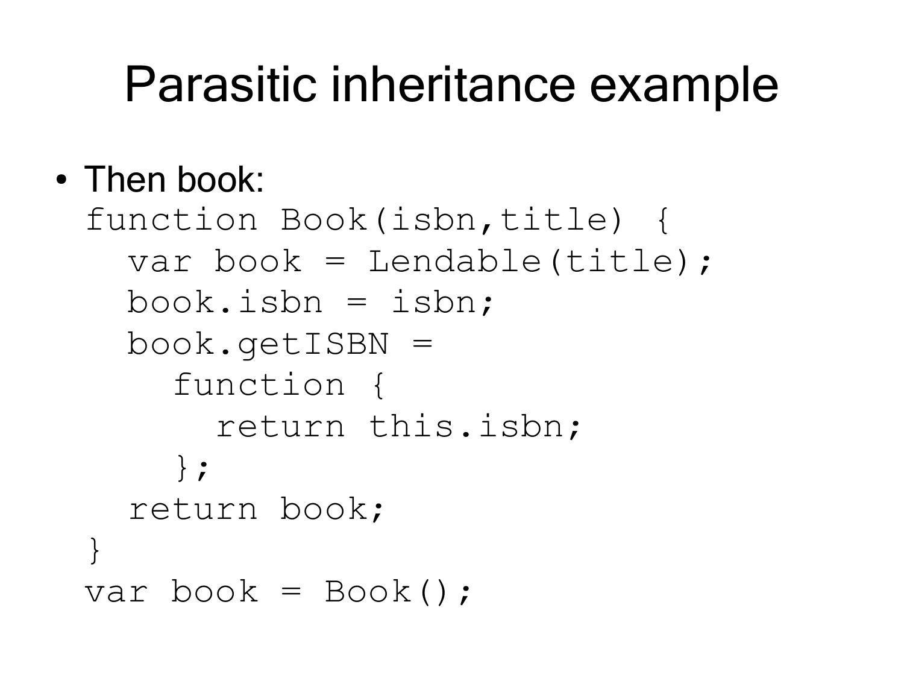# Parasitic inheritance example

- Then book:

```
function Book(isbn,title) {
  var book = Lendable(title);
  book.isbn = isbn;
  book.getISBN =
    function {
      return this.isbn;
    };
  return book;
}
var book = Book();
```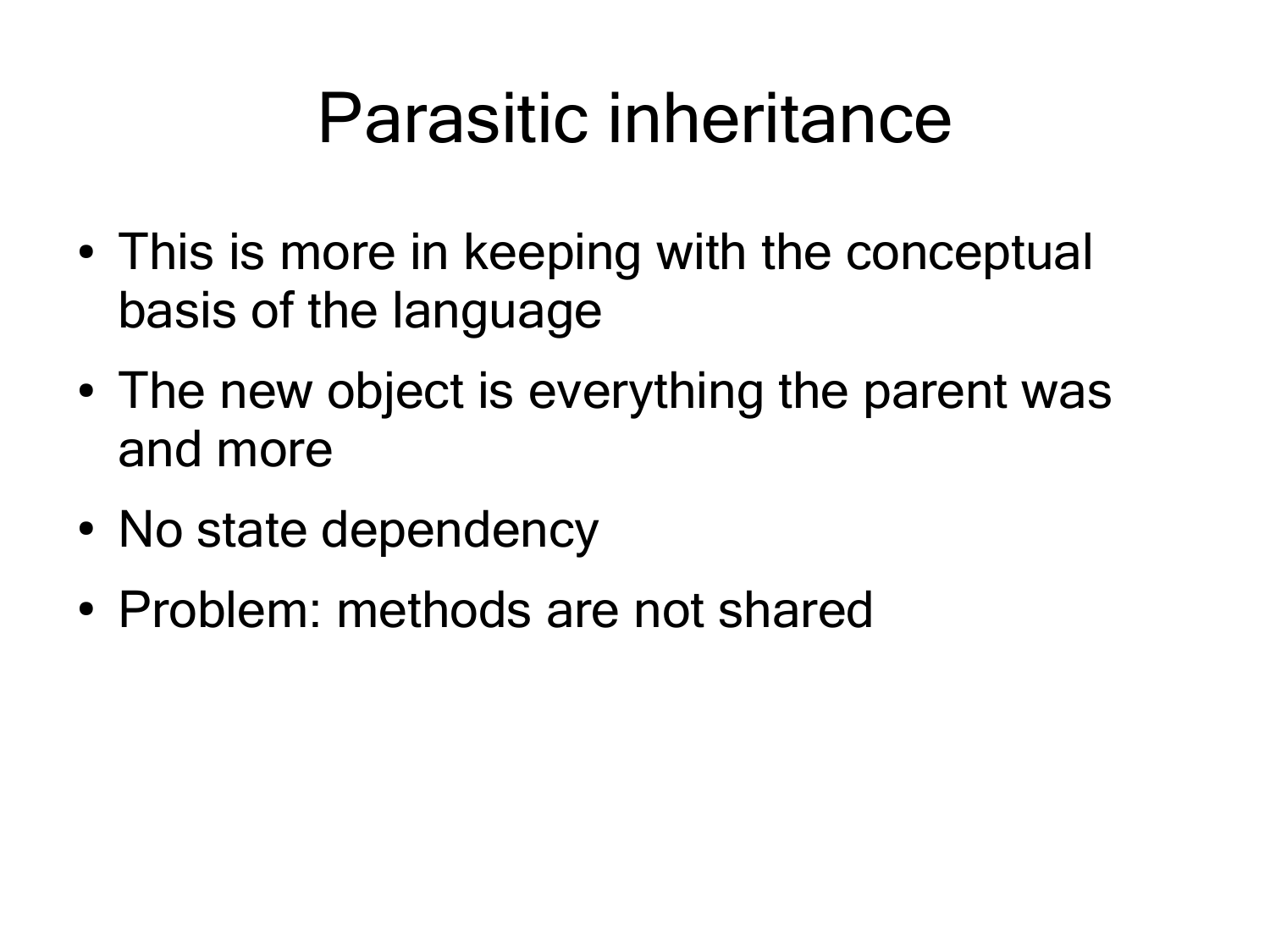# Parasitic inheritance

- This is more in keeping with the conceptual basis of the language
- The new object is everything the parent was and more
- No state dependency
- Problem: methods are not shared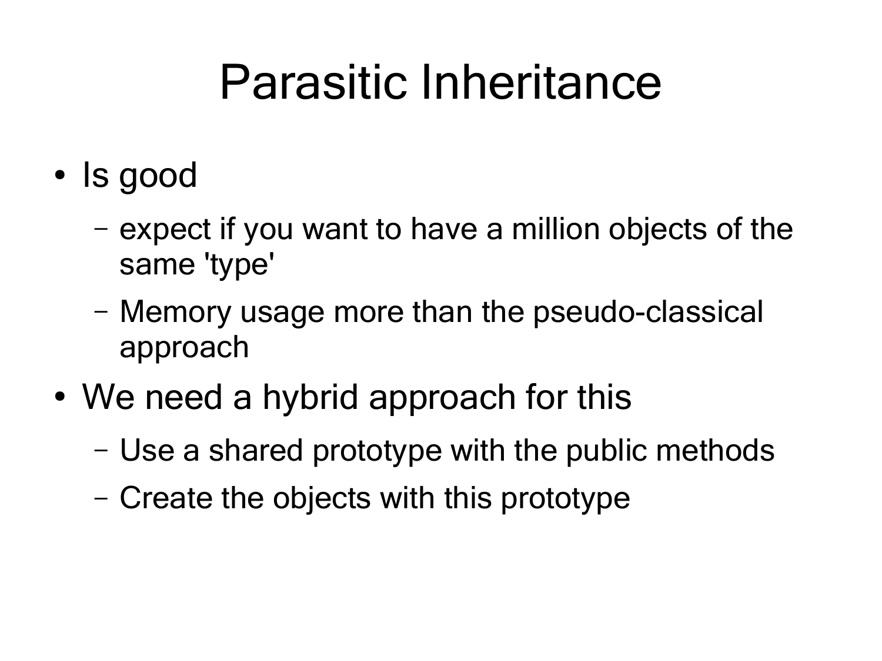# Parasitic Inheritance

- Is good
  - expect if you want to have a million objects of the same 'type'
  - Memory usage more than the pseudo-classical approach
- We need a hybrid approach for this
  - Use a shared prototype with the public methods
  - Create the objects with this prototype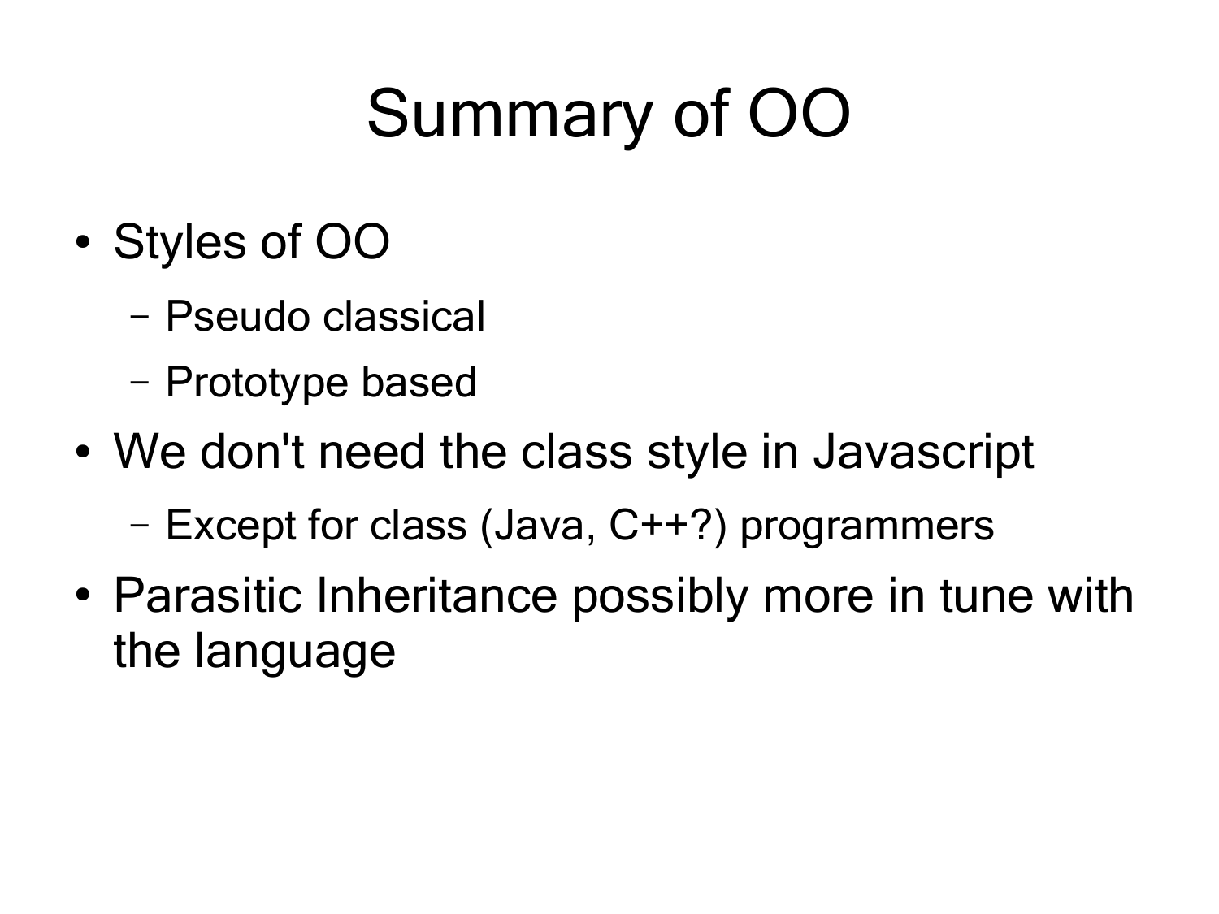# Summary of OO

- Styles of OO
  - Pseudo classical
  - Prototype based
- We don't need the class style in Javascript
  - Except for class (Java, C++?) programmers
- Parasitic Inheritance possibly more in tune with the language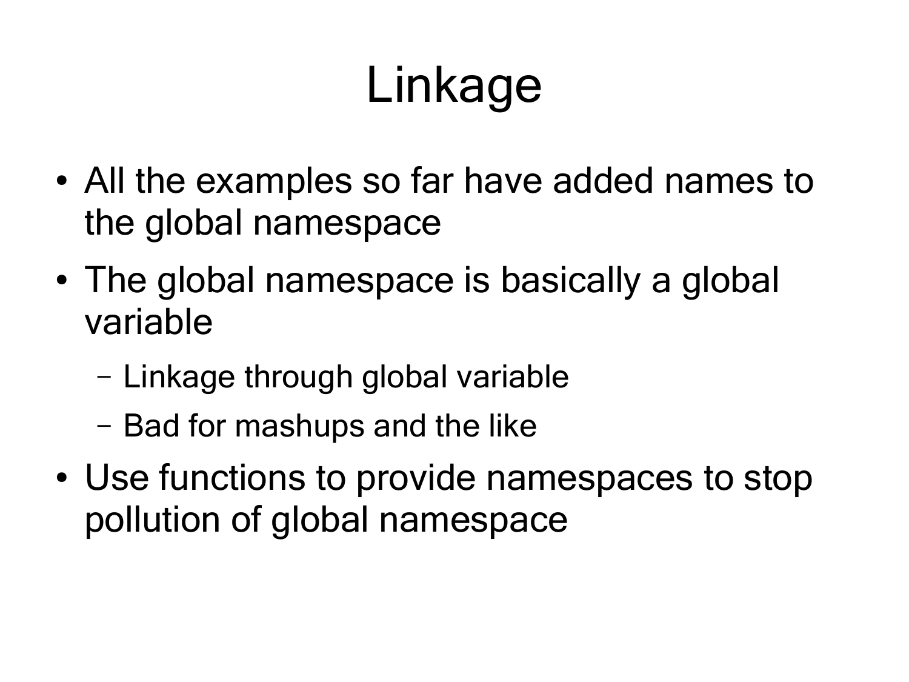# Linkage

- All the examples so far have added names to the global namespace
- The global namespace is basically a global variable
  - Linkage through global variable
  - Bad for mashups and the like
- Use functions to provide namespaces to stop pollution of global namespace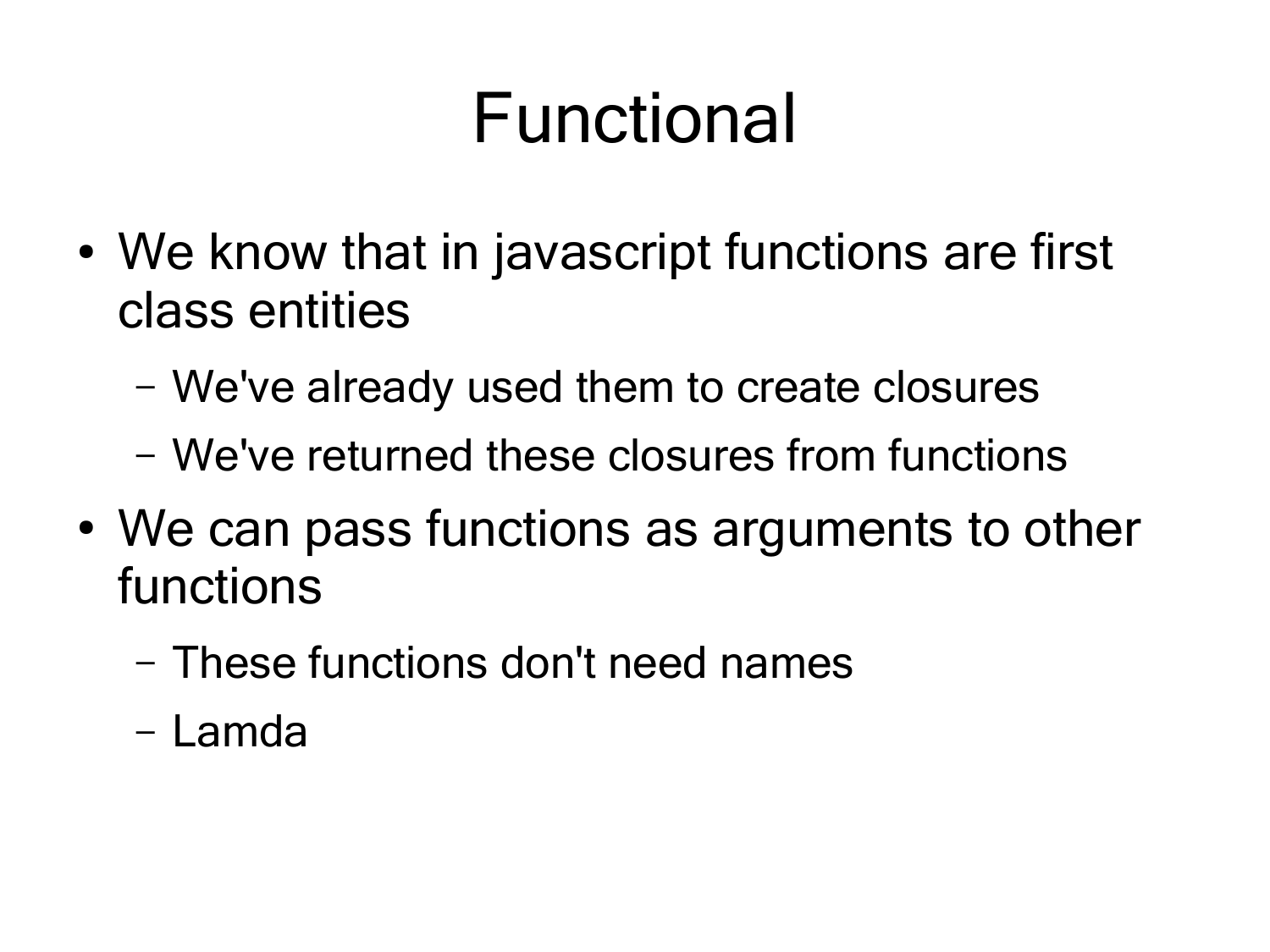# Functional

- We know that in javascript functions are first class entities
  - We've already used them to create closures
  - We've returned these closures from functions
- We can pass functions as arguments to other functions
  - These functions don't need names
  - Lamda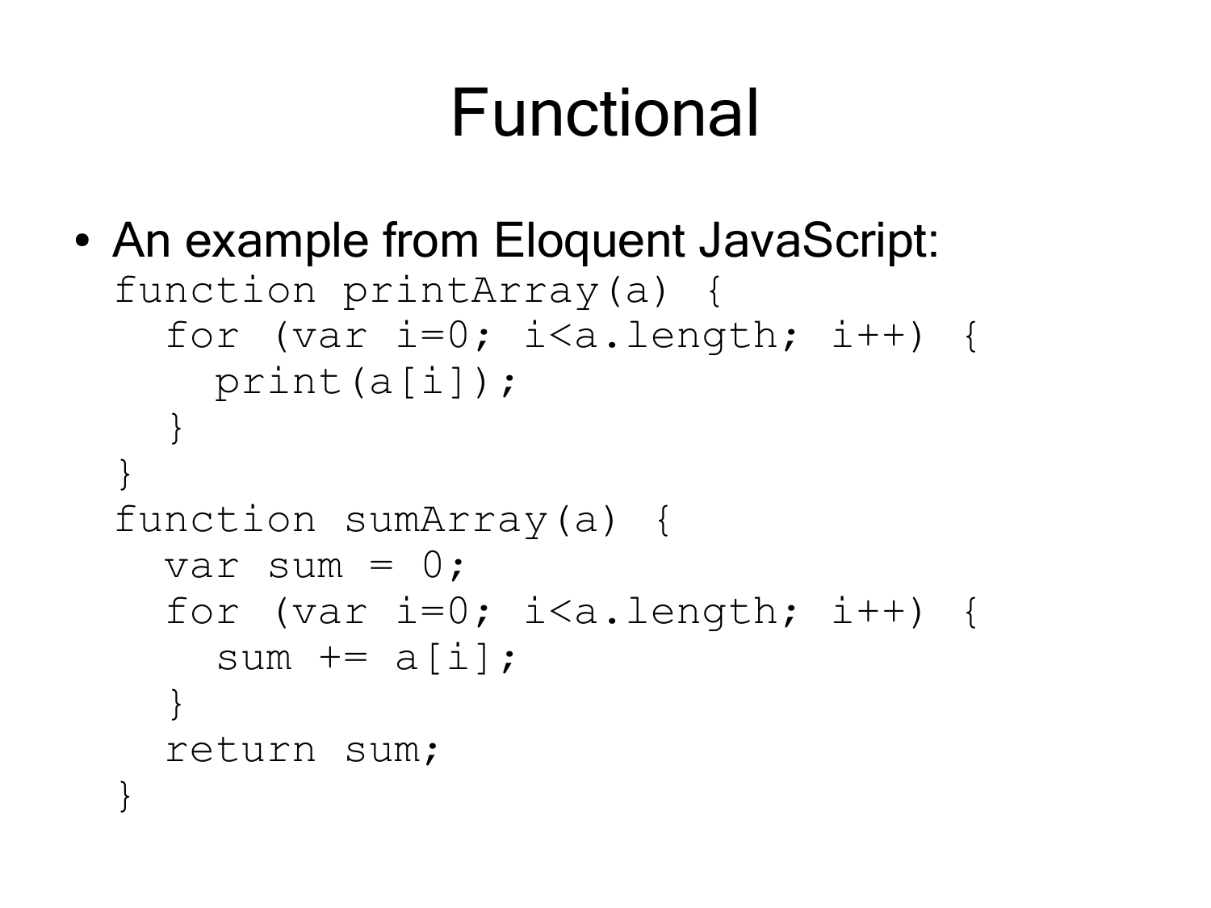# Functional

- An example from Eloquent JavaScript:

```
function printArray(a) {
  for (var i=0; i<a.length; i++) {
    print(a[i]);
  }
}
function sumArray(a) {
  var sum = 0;
  for (var i=0; i<a.length; i++) {
    sum += a[i];
  }
  return sum;
}
```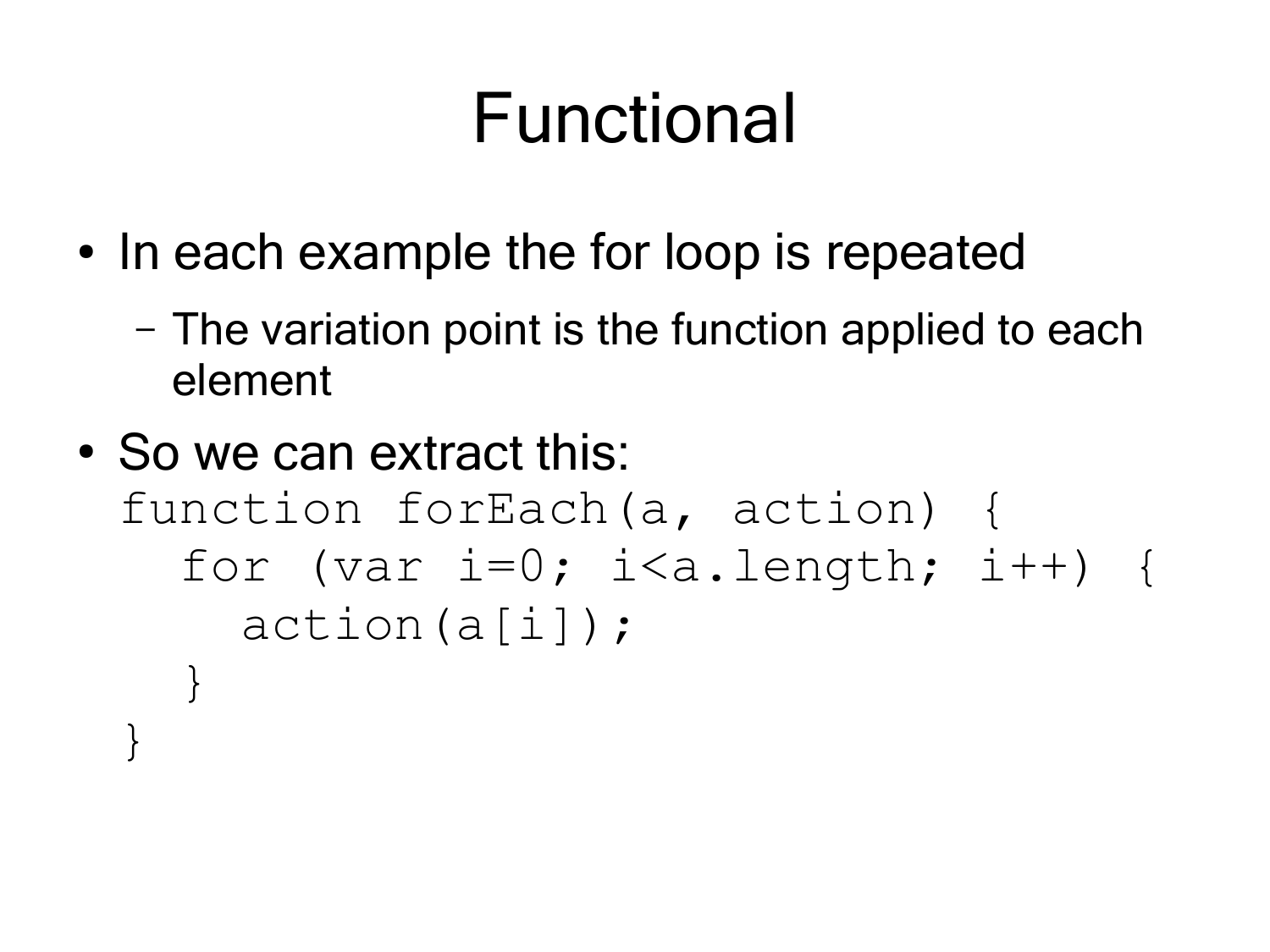# Functional

- In each example the for loop is repeated
  - The variation point is the function applied to each element
- So we can extract this:

```
function forEach(a, action) {
  for (var i=0; i<a.length; i++) {
    action(a[i]);
  }
}
```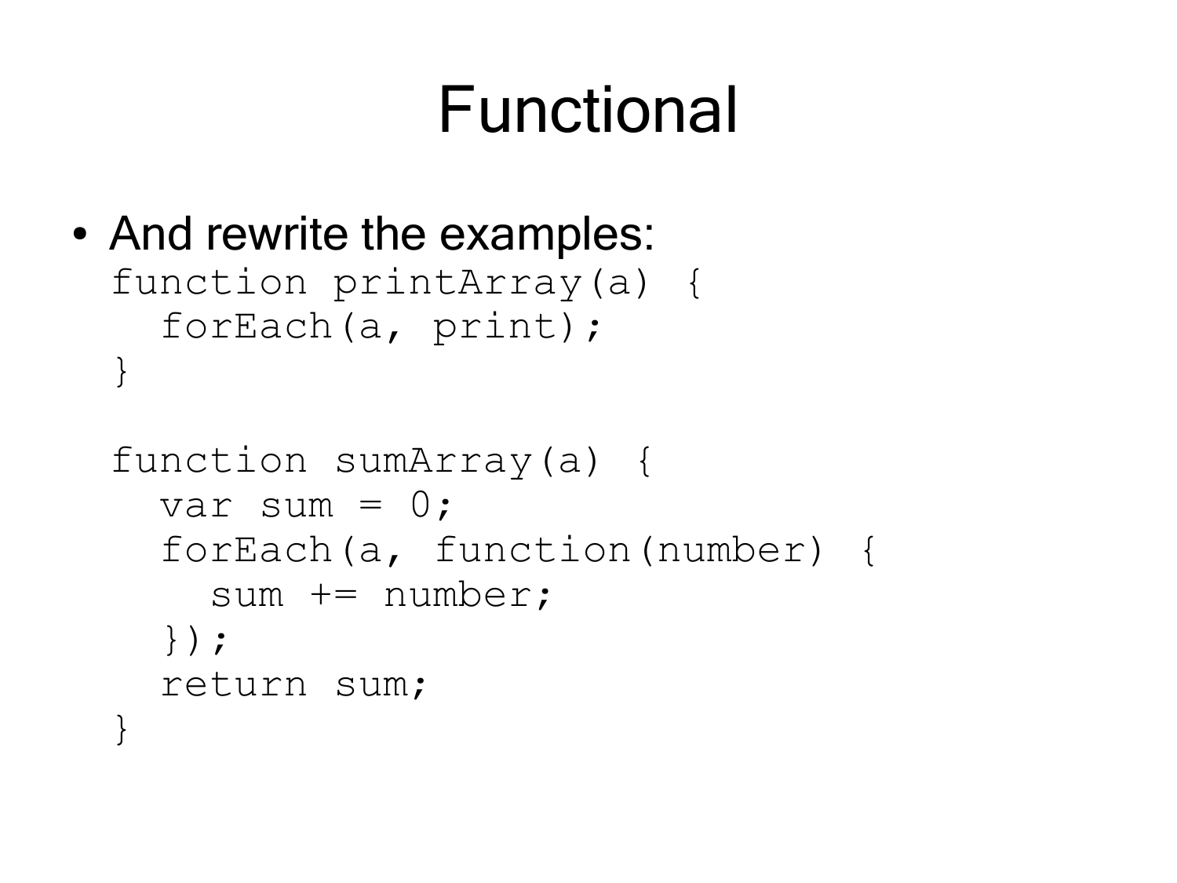# Functional

- And rewrite the examples:

```
function printArray(a) {
  forEach(a, print);
}

function sumArray(a) {
  var sum = 0;
  forEach(a, function(number) {
    sum += number;
  });
  return sum;
}
```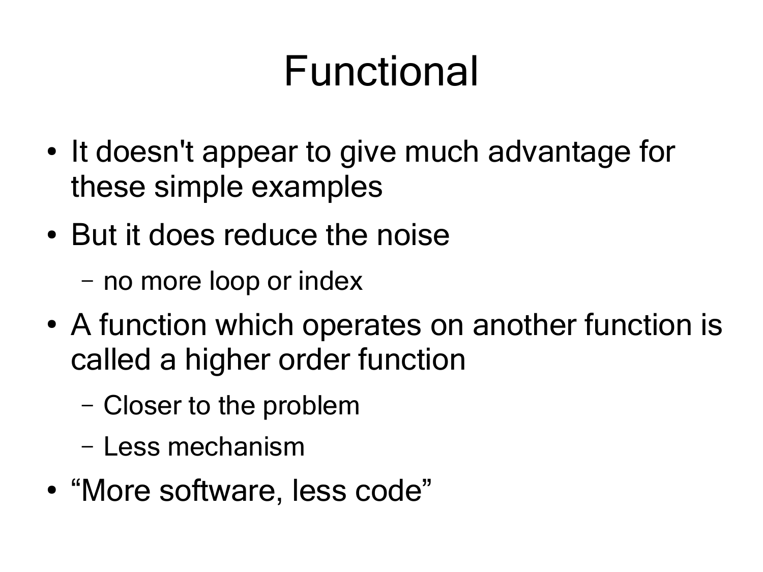# Functional

- It doesn't appear to give much advantage for these simple examples
- But it does reduce the noise
  - no more loop or index
- A function which operates on another function is called a higher order function
  - Closer to the problem
  - Less mechanism
- “More software, less code”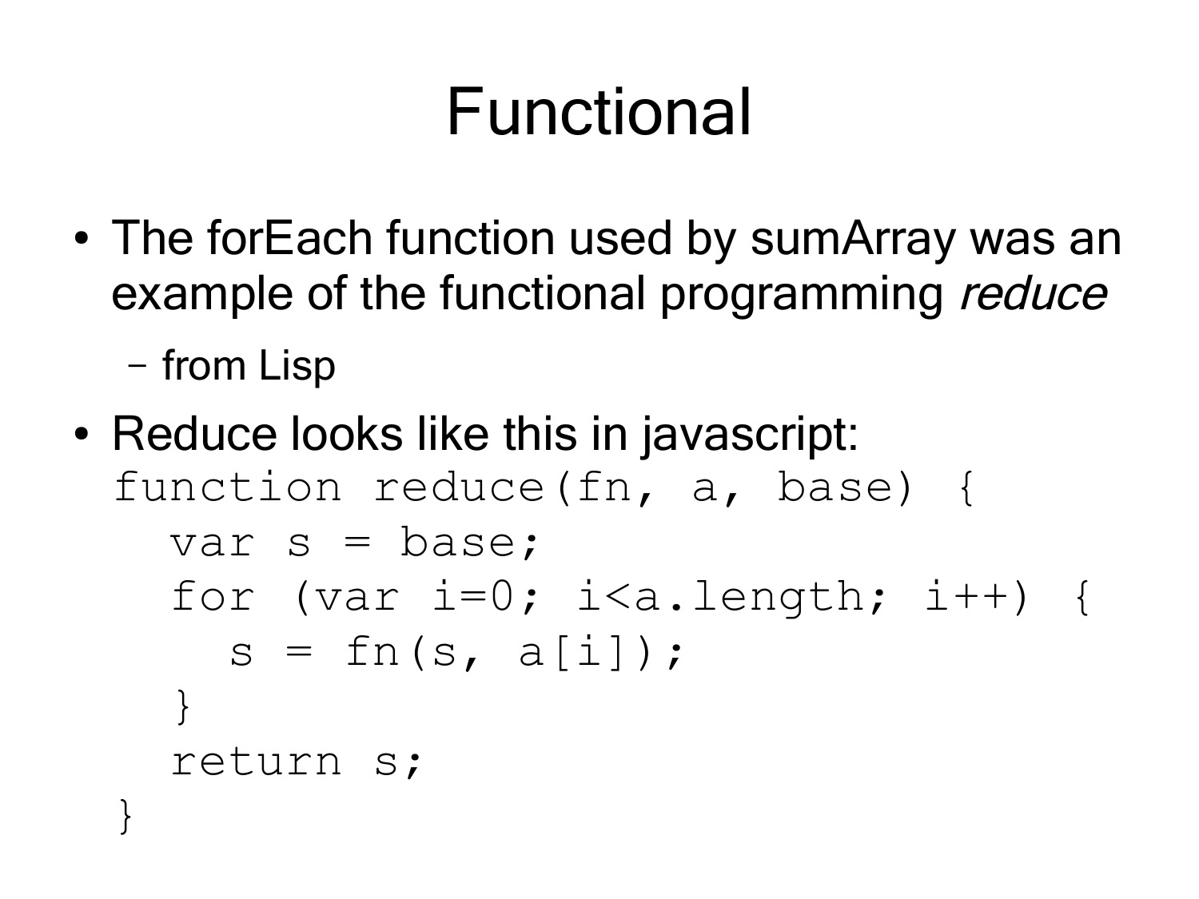# Functional

- The forEach function used by sumArray was an example of the functional programming *reduce*
  - from Lisp
- Reduce looks like this in javascript:

```
function reduce(fn, a, base) {
  var s = base;
  for (var i=0; i<a.length; i++) {
    s = fn(s, a[i]);
  }
  return s;
}
```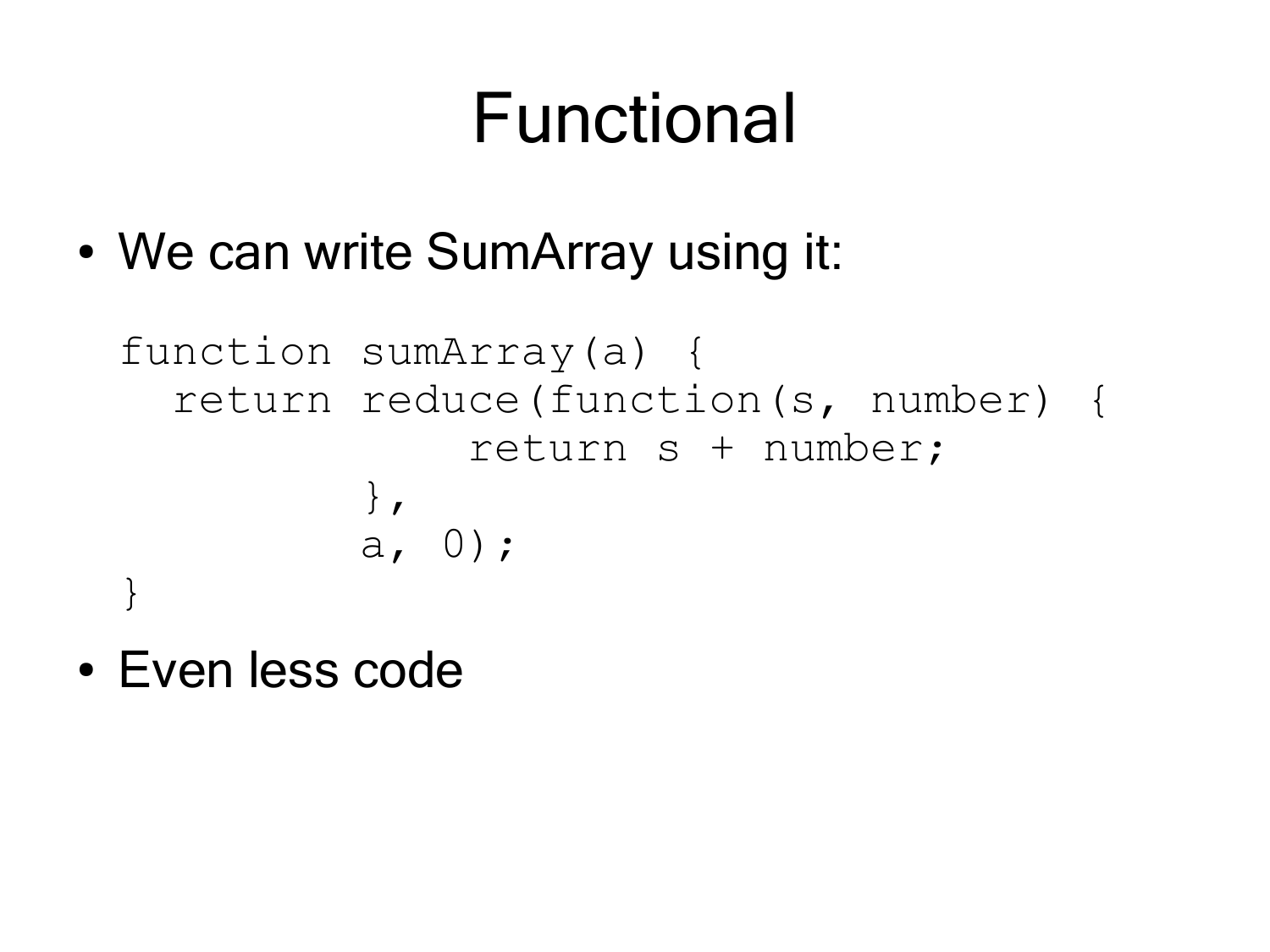# Functional

- We can write SumArray using it:

```
function sumArray(a) {
  return reduce(function(s, number) {
             return s + number;
         },
         a, 0);
}
```

- Even less code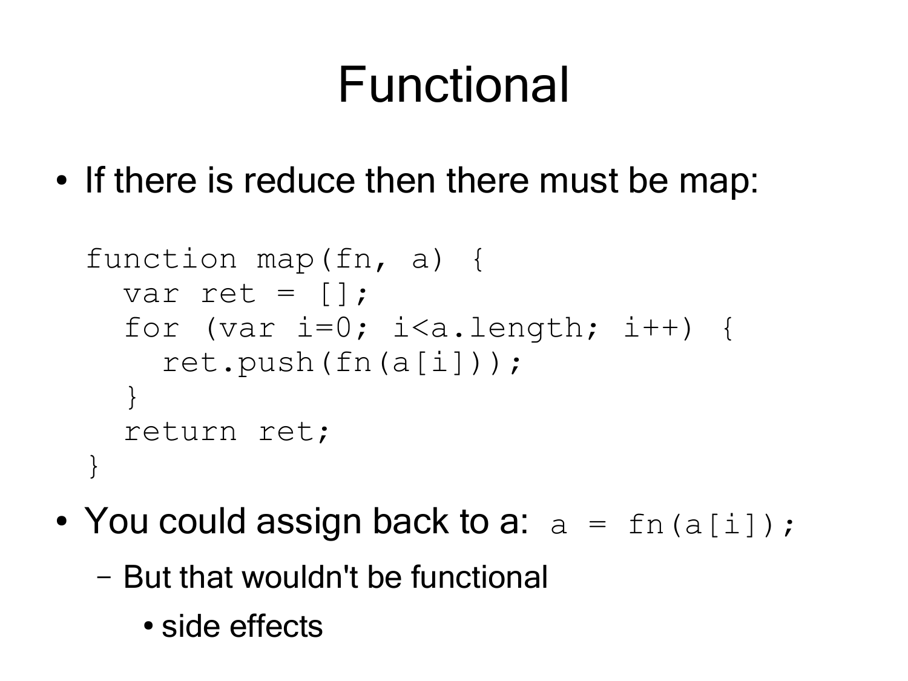# Functional

- If there is reduce then there must be map:

```
function map(fn, a) {
  var ret = [];
  for (var i=0; i<a.length; i++) {
    ret.push(fn(a[i]));
  }
  return ret;
}
```

- You could assign back to a: `a = fn(a[i]);`
  - But that wouldn't be functional
    - side effects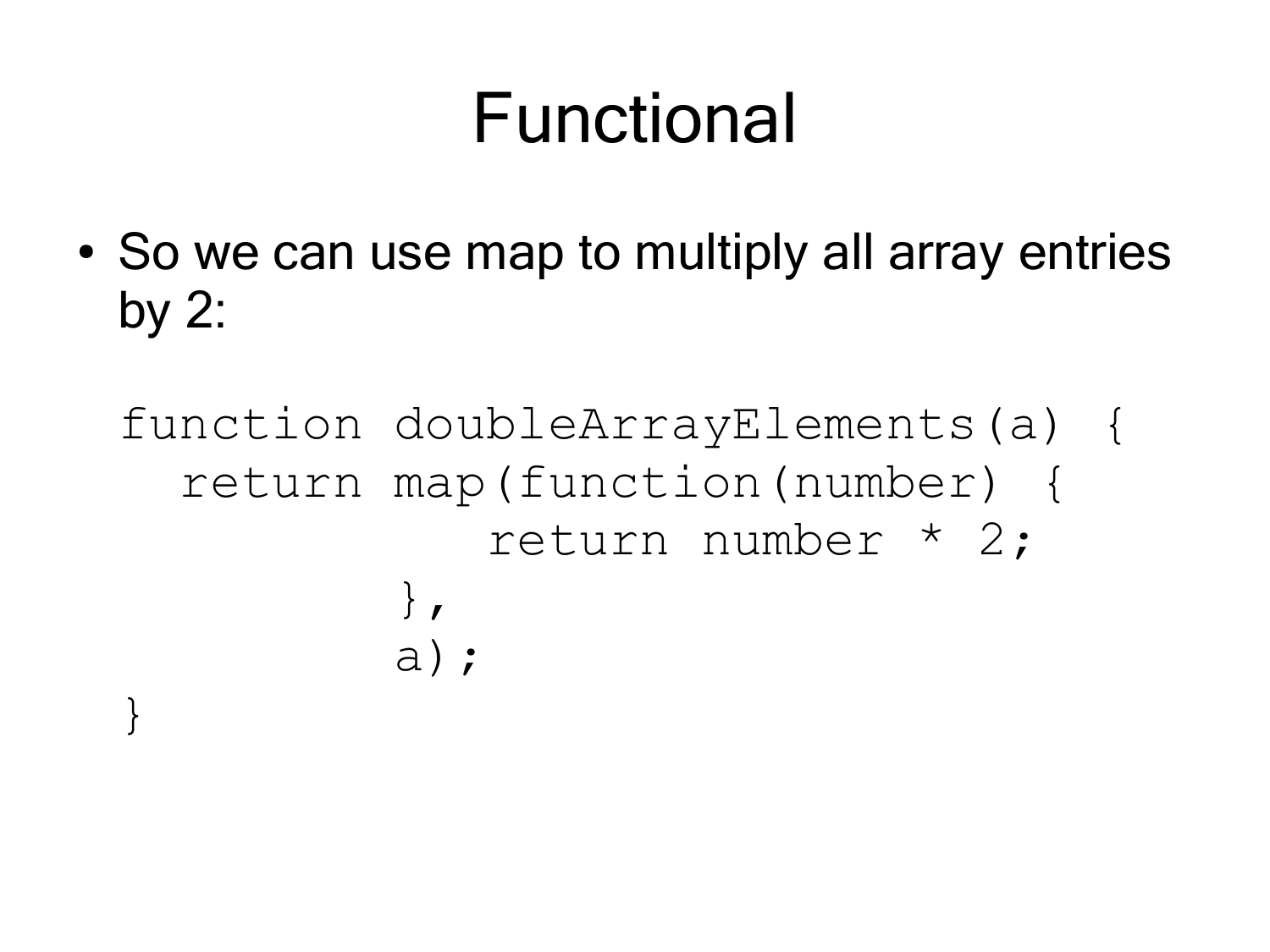# Functional

- So we can use map to multiply all array entries by 2:

```
function doubleArrayElements(a) {
  return map(function(number) {
               return number * 2;
           },
           a);
}
```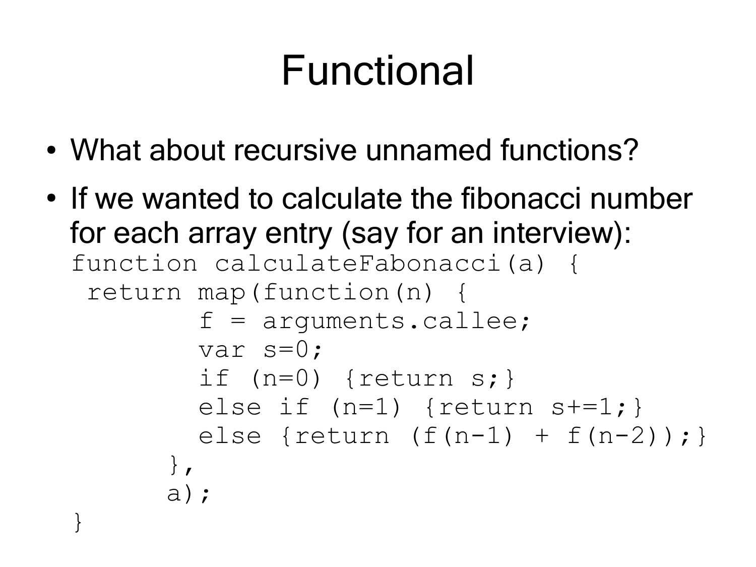# Functional

- What about recursive unnamed functions?
- If we wanted to calculate the fibonacci number for each array entry (say for an interview):

```
function calculateFabonacci(a) {
 return map(function(n) {
        f = arguments.callee;
        var s=0;
        if (n=0) {return s;}
        else if (n=1) {return s+=1;}
        else {return (f(n-1) + f(n-2));}
      },
      a);
}
```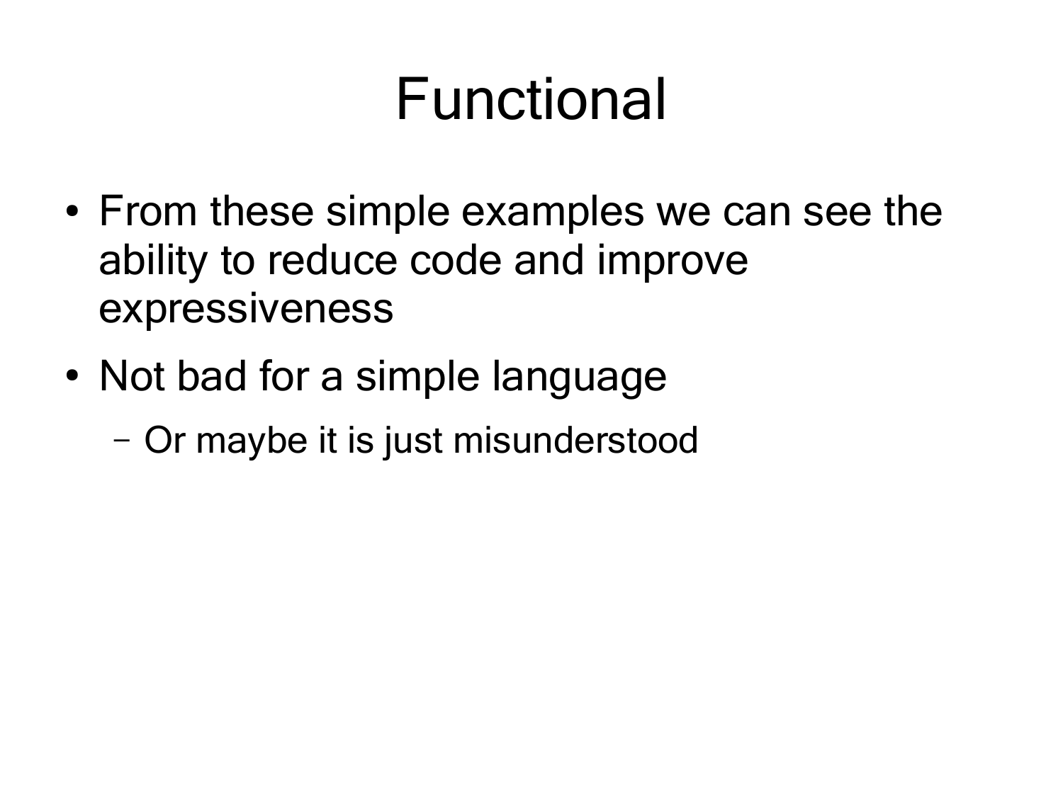# Functional

- From these simple examples we can see the ability to reduce code and improve expressiveness
- Not bad for a simple language
  - Or maybe it is just misunderstood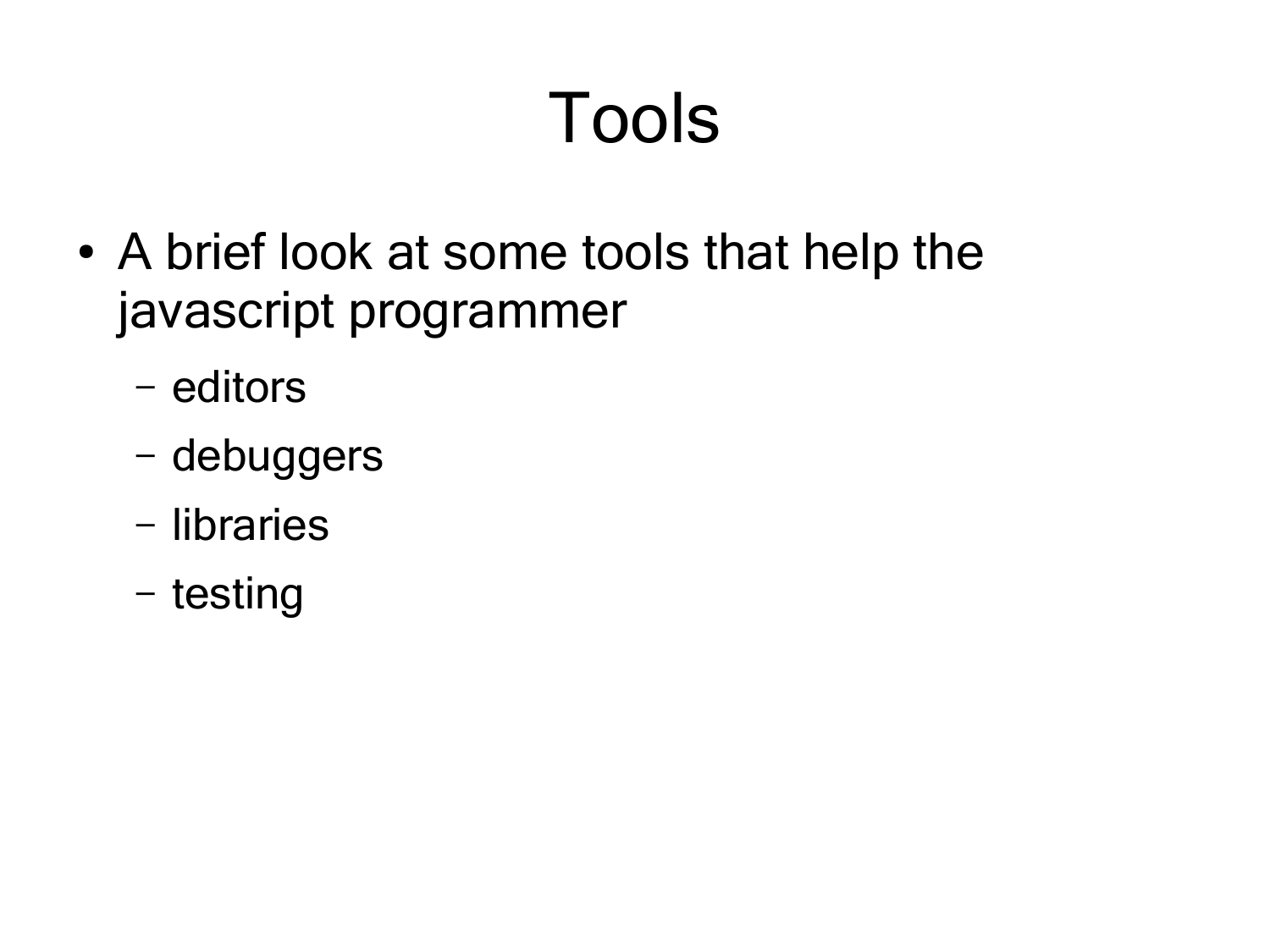# Tools

- A brief look at some tools that help the javascript programmer
  - editors
  - debuggers
  - libraries
  - testing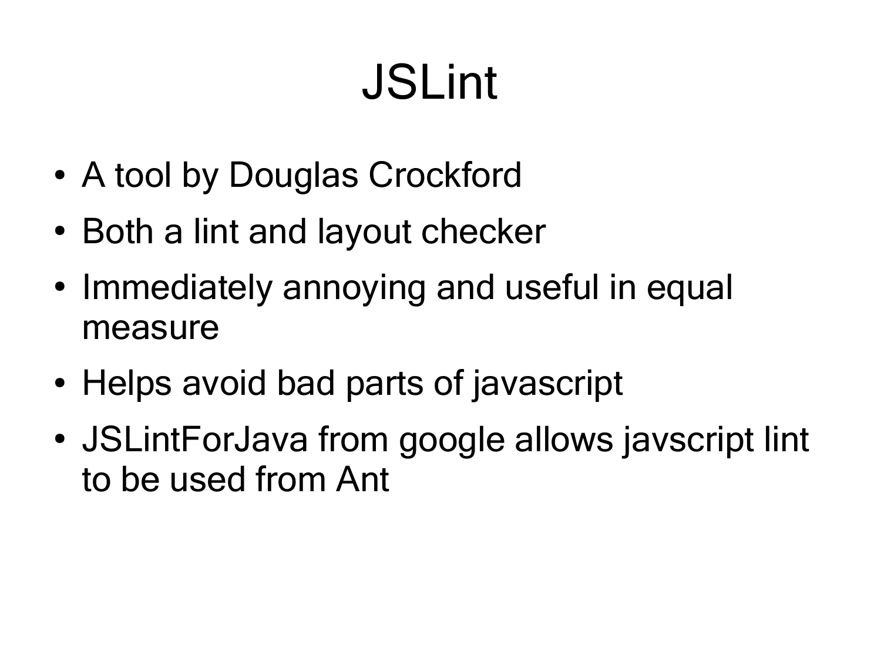# JSLint

- A tool by Douglas Crockford
- Both a lint and layout checker
- Immediately annoying and useful in equal measure
- Helps avoid bad parts of javascript
- JSLintForJava from google allows javscript lint to be used from Ant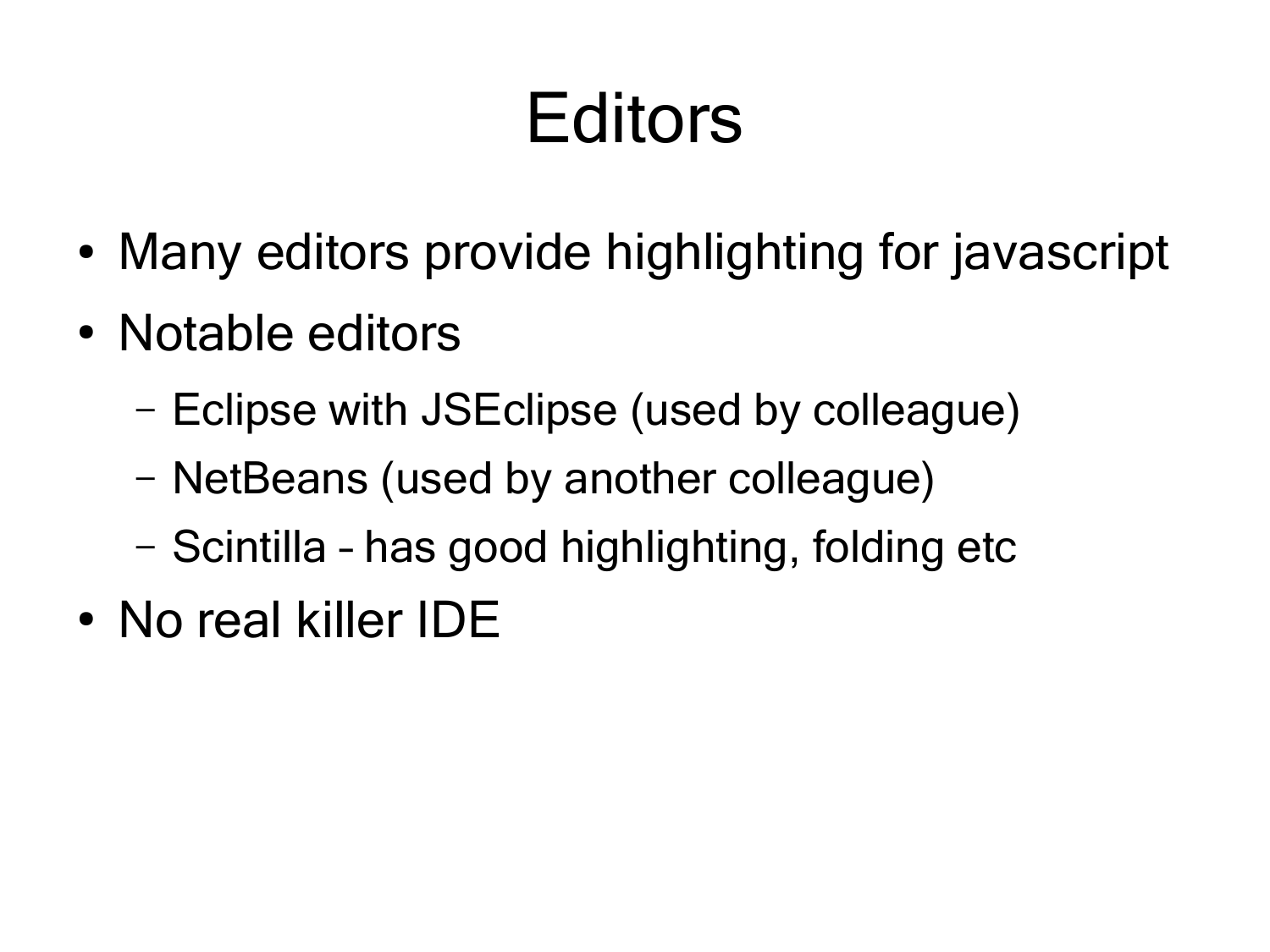# Editors

- Many editors provide highlighting for javascript
- Notable editors
  - Eclipse with JSEclipse (used by colleague)
  - NetBeans (used by another colleague)
  - Scintilla – has good highlighting, folding etc
- No real killer IDE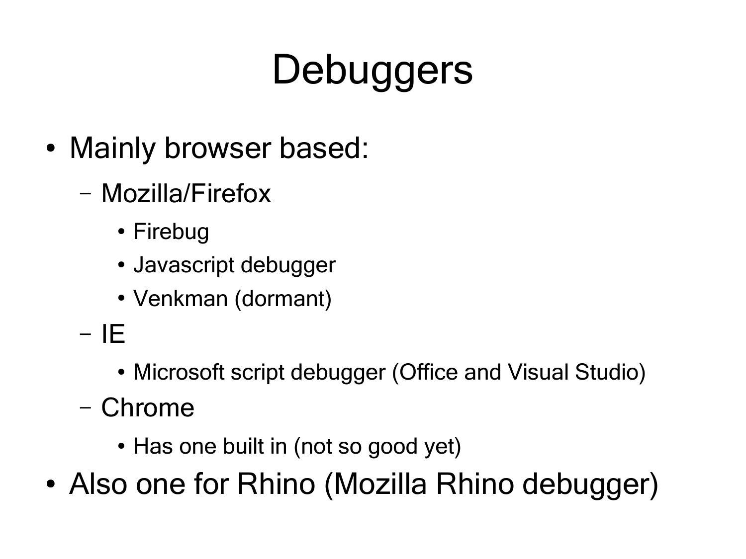# Debuggers

- Mainly browser based:
  - Mozilla/Firefox
    - Firebug
    - Javascript debugger
    - Venkman (dormant)
  - IE
    - Microsoft script debugger (Office and Visual Studio)
  - Chrome
    - Has one built in (not so good yet)
- Also one for Rhino (Mozilla Rhino debugger)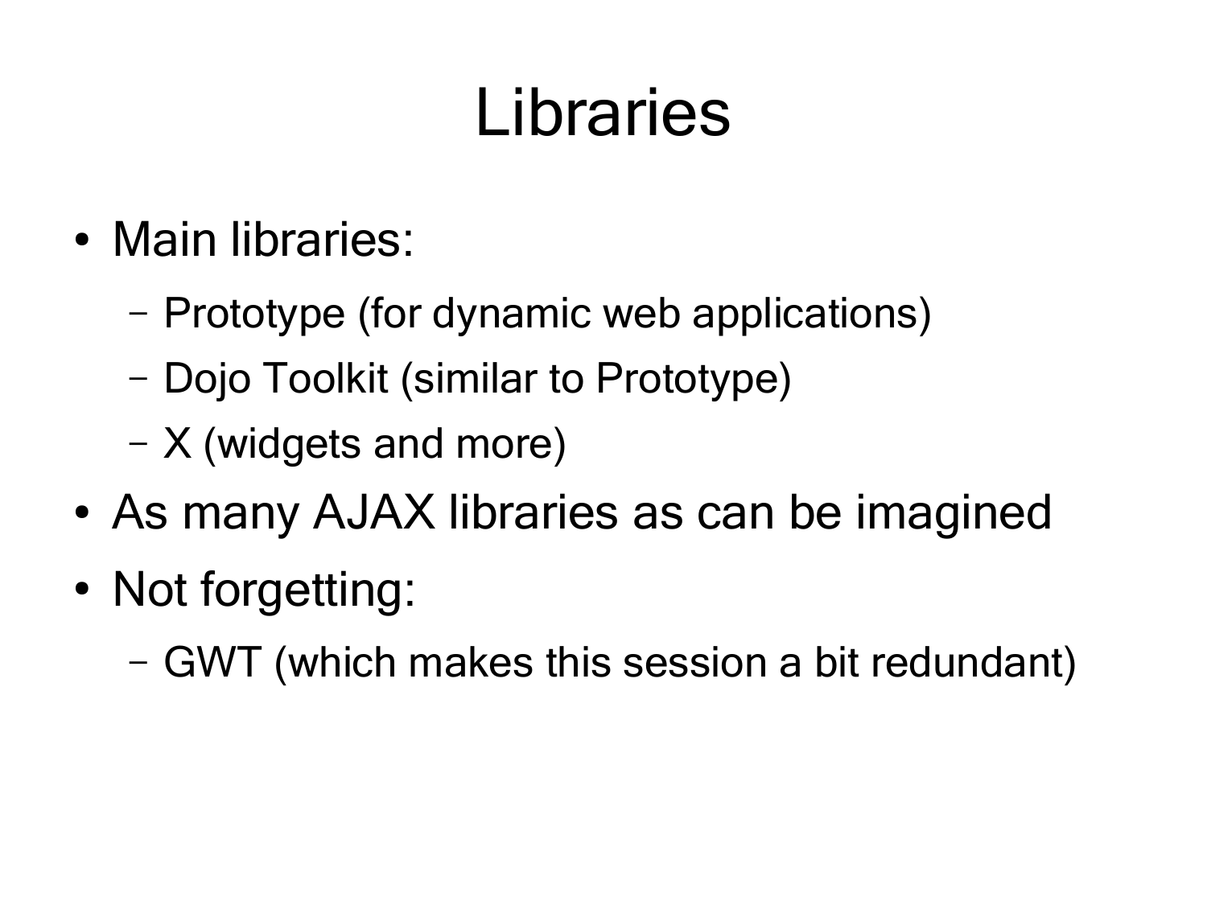# Libraries

- Main libraries:
  - Prototype (for dynamic web applications)
  - Dojo Toolkit (similar to Prototype)
  - X (widgets and more)
- As many AJAX libraries as can be imagined
- Not forgetting:
  - GWT (which makes this session a bit redundant)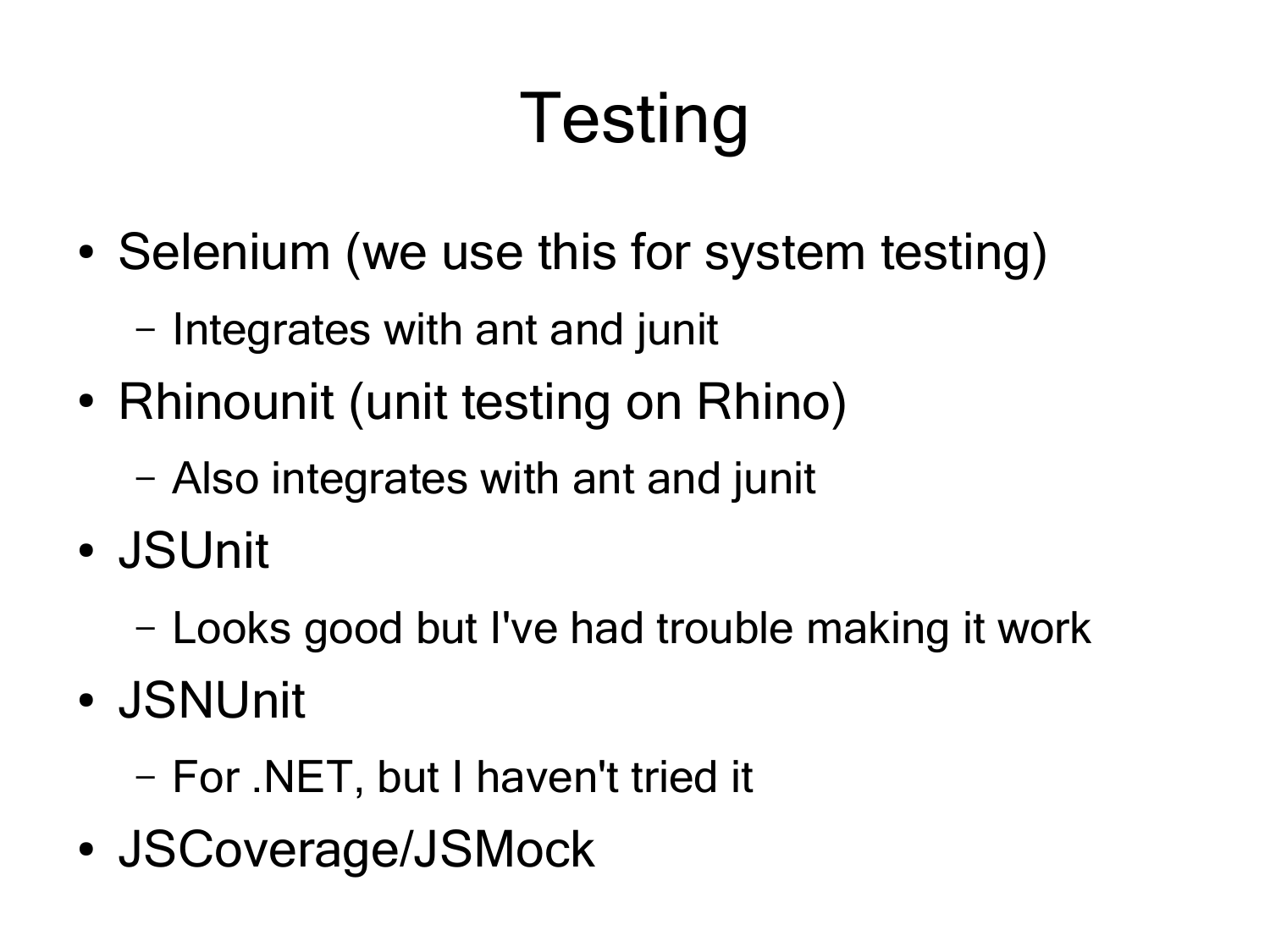# Testing

- Selenium (we use this for system testing)
  - Integrates with ant and junit
- Rhinounit (unit testing on Rhino)
  - Also integrates with ant and junit
- JSUnit
  - Looks good but I've had trouble making it work
- JSNUnit
  - For .NET, but I haven't tried it
- JSCoverage/JSMock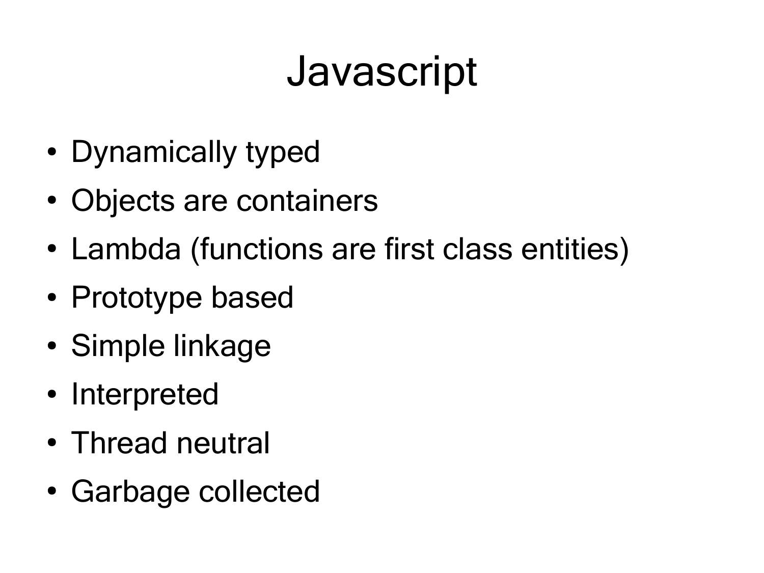# Javascript

- Dynamically typed
- Objects are containers
- Lambda (functions are first class entities)
- Prototype based
- Simple linkage
- Interpreted
- Thread neutral
- Garbage collected